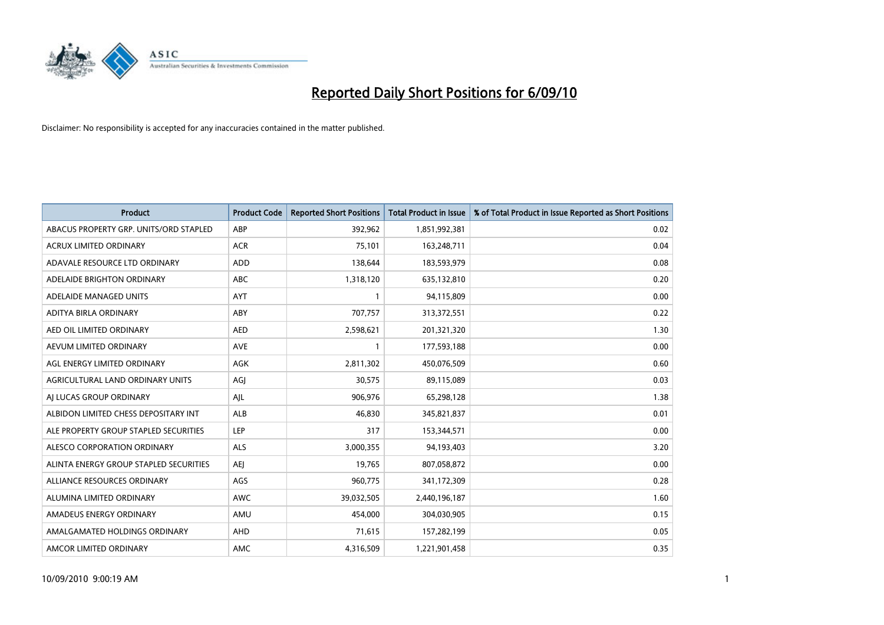# Reported Daily Short Positions for 6/09/10

Disclaimer: No responsibility is accepted for any inaccuracies contained in the matter published.

| Product | Product Code | Reported Short Positions | Total Product in Issue | % of Total Product in Issue Reported as Short Positions |
|---|---|---|---|---|
| ABACUS PROPERTY GRP. UNITS/ORD STAPLED | ABP | 392,962 | 1,851,992,381 | 0.02 |
| ACRUX LIMITED ORDINARY | ACR | 75,101 | 163,248,711 | 0.04 |
| ADAVALE RESOURCE LTD ORDINARY | ADD | 138,644 | 183,593,979 | 0.08 |
| ADELAIDE BRIGHTON ORDINARY | ABC | 1,318,120 | 635,132,810 | 0.20 |
| ADELAIDE MANAGED UNITS | AYT | 1 | 94,115,809 | 0.00 |
| ADITYA BIRLA ORDINARY | ABY | 707,757 | 313,372,551 | 0.22 |
| AED OIL LIMITED ORDINARY | AED | 2,598,621 | 201,321,320 | 1.30 |
| AEVUM LIMITED ORDINARY | AVE | 1 | 177,593,188 | 0.00 |
| AGL ENERGY LIMITED ORDINARY | AGK | 2,811,302 | 450,076,509 | 0.60 |
| AGRICULTURAL LAND ORDINARY UNITS | AGJ | 30,575 | 89,115,089 | 0.03 |
| AJ LUCAS GROUP ORDINARY | AJL | 906,976 | 65,298,128 | 1.38 |
| ALBIDON LIMITED CHESS DEPOSITARY INT | ALB | 46,830 | 345,821,837 | 0.01 |
| ALE PROPERTY GROUP STAPLED SECURITIES | LEP | 317 | 153,344,571 | 0.00 |
| ALESCO CORPORATION ORDINARY | ALS | 3,000,355 | 94,193,403 | 3.20 |
| ALINTA ENERGY GROUP STAPLED SECURITIES | AEJ | 19,765 | 807,058,872 | 0.00 |
| ALLIANCE RESOURCES ORDINARY | AGS | 960,775 | 341,172,309 | 0.28 |
| ALUMINA LIMITED ORDINARY | AWC | 39,032,505 | 2,440,196,187 | 1.60 |
| AMADEUS ENERGY ORDINARY | AMU | 454,000 | 304,030,905 | 0.15 |
| AMALGAMATED HOLDINGS ORDINARY | AHD | 71,615 | 157,282,199 | 0.05 |
| AMCOR LIMITED ORDINARY | AMC | 4,316,509 | 1,221,901,458 | 0.35 |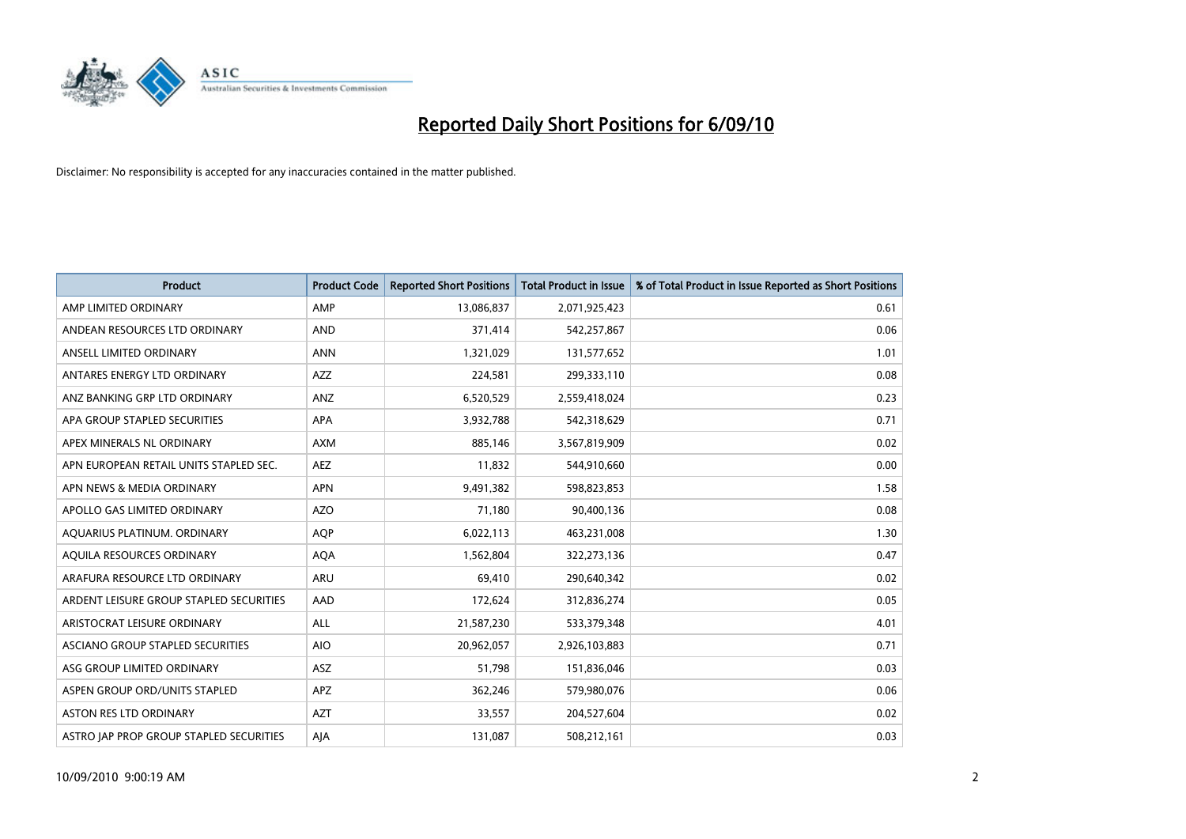# Reported Daily Short Positions for 6/09/10

Disclaimer: No responsibility is accepted for any inaccuracies contained in the matter published.

| Product | Product Code | Reported Short Positions | Total Product in Issue | % of Total Product in Issue Reported as Short Positions |
|---|---|---|---|---|
| AMP LIMITED ORDINARY | AMP | 13,086,837 | 2,071,925,423 | 0.61 |
| ANDEAN RESOURCES LTD ORDINARY | AND | 371,414 | 542,257,867 | 0.06 |
| ANSELL LIMITED ORDINARY | ANN | 1,321,029 | 131,577,652 | 1.01 |
| ANTARES ENERGY LTD ORDINARY | AZZ | 224,581 | 299,333,110 | 0.08 |
| ANZ BANKING GRP LTD ORDINARY | ANZ | 6,520,529 | 2,559,418,024 | 0.23 |
| APA GROUP STAPLED SECURITIES | APA | 3,932,788 | 542,318,629 | 0.71 |
| APEX MINERALS NL ORDINARY | AXM | 885,146 | 3,567,819,909 | 0.02 |
| APN EUROPEAN RETAIL UNITS STAPLED SEC. | AEZ | 11,832 | 544,910,660 | 0.00 |
| APN NEWS & MEDIA ORDINARY | APN | 9,491,382 | 598,823,853 | 1.58 |
| APOLLO GAS LIMITED ORDINARY | AZO | 71,180 | 90,400,136 | 0.08 |
| AQUARIUS PLATINUM. ORDINARY | AQP | 6,022,113 | 463,231,008 | 1.30 |
| AQUILA RESOURCES ORDINARY | AQA | 1,562,804 | 322,273,136 | 0.47 |
| ARAFURA RESOURCE LTD ORDINARY | ARU | 69,410 | 290,640,342 | 0.02 |
| ARDENT LEISURE GROUP STAPLED SECURITIES | AAD | 172,624 | 312,836,274 | 0.05 |
| ARISTOCRAT LEISURE ORDINARY | ALL | 21,587,230 | 533,379,348 | 4.01 |
| ASCIANO GROUP STAPLED SECURITIES | AIO | 20,962,057 | 2,926,103,883 | 0.71 |
| ASG GROUP LIMITED ORDINARY | ASZ | 51,798 | 151,836,046 | 0.03 |
| ASPEN GROUP ORD/UNITS STAPLED | APZ | 362,246 | 579,980,076 | 0.06 |
| ASTON RES LTD ORDINARY | AZT | 33,557 | 204,527,604 | 0.02 |
| ASTRO JAP PROP GROUP STAPLED SECURITIES | AJA | 131,087 | 508,212,161 | 0.03 |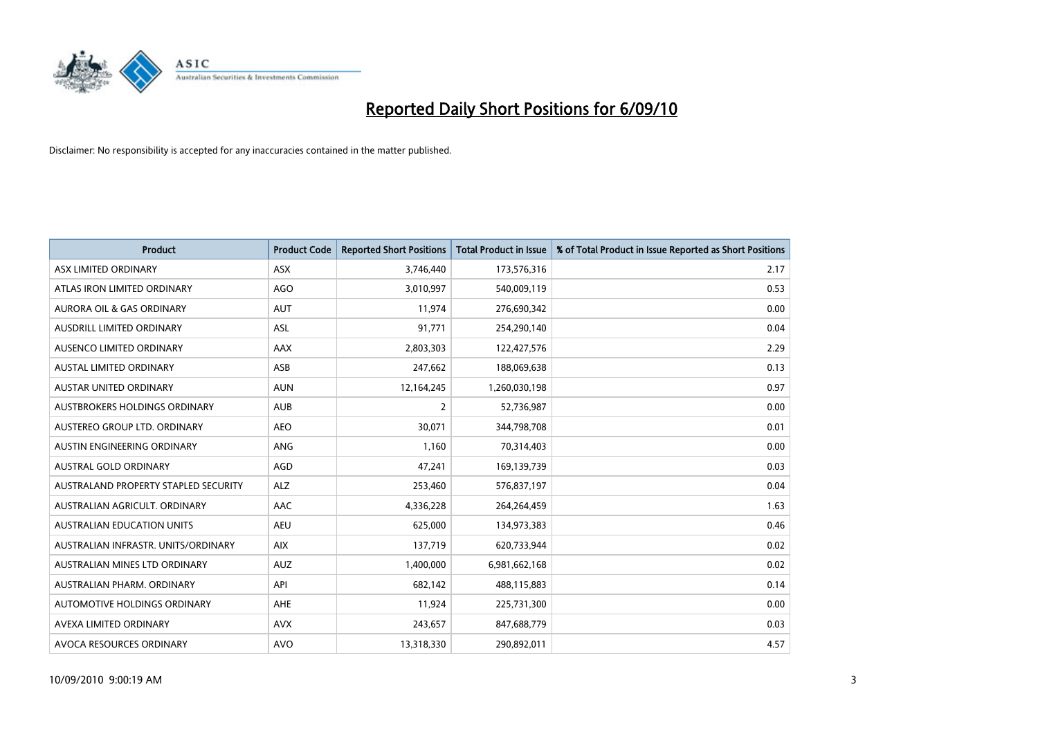# Reported Daily Short Positions for 6/09/10

Disclaimer: No responsibility is accepted for any inaccuracies contained in the matter published.

| Product | Product Code | Reported Short Positions | Total Product in Issue | % of Total Product in Issue Reported as Short Positions |
|---|---|---|---|---|
| ASX LIMITED ORDINARY | ASX | 3,746,440 | 173,576,316 | 2.17 |
| ATLAS IRON LIMITED ORDINARY | AGO | 3,010,997 | 540,009,119 | 0.53 |
| AURORA OIL & GAS ORDINARY | AUT | 11,974 | 276,690,342 | 0.00 |
| AUSDRILL LIMITED ORDINARY | ASL | 91,771 | 254,290,140 | 0.04 |
| AUSENCO LIMITED ORDINARY | AAX | 2,803,303 | 122,427,576 | 2.29 |
| AUSTAL LIMITED ORDINARY | ASB | 247,662 | 188,069,638 | 0.13 |
| AUSTAR UNITED ORDINARY | AUN | 12,164,245 | 1,260,030,198 | 0.97 |
| AUSTBROKERS HOLDINGS ORDINARY | AUB | 2 | 52,736,987 | 0.00 |
| AUSTEREO GROUP LTD. ORDINARY | AEO | 30,071 | 344,798,708 | 0.01 |
| AUSTIN ENGINEERING ORDINARY | ANG | 1,160 | 70,314,403 | 0.00 |
| AUSTRAL GOLD ORDINARY | AGD | 47,241 | 169,139,739 | 0.03 |
| AUSTRALAND PROPERTY STAPLED SECURITY | ALZ | 253,460 | 576,837,197 | 0.04 |
| AUSTRALIAN AGRICULT. ORDINARY | AAC | 4,336,228 | 264,264,459 | 1.63 |
| AUSTRALIAN EDUCATION UNITS | AEU | 625,000 | 134,973,383 | 0.46 |
| AUSTRALIAN INFRASTR. UNITS/ORDINARY | AIX | 137,719 | 620,733,944 | 0.02 |
| AUSTRALIAN MINES LTD ORDINARY | AUZ | 1,400,000 | 6,981,662,168 | 0.02 |
| AUSTRALIAN PHARM. ORDINARY | API | 682,142 | 488,115,883 | 0.14 |
| AUTOMOTIVE HOLDINGS ORDINARY | AHE | 11,924 | 225,731,300 | 0.00 |
| AVEXA LIMITED ORDINARY | AVX | 243,657 | 847,688,779 | 0.03 |
| AVOCA RESOURCES ORDINARY | AVO | 13,318,330 | 290,892,011 | 4.57 |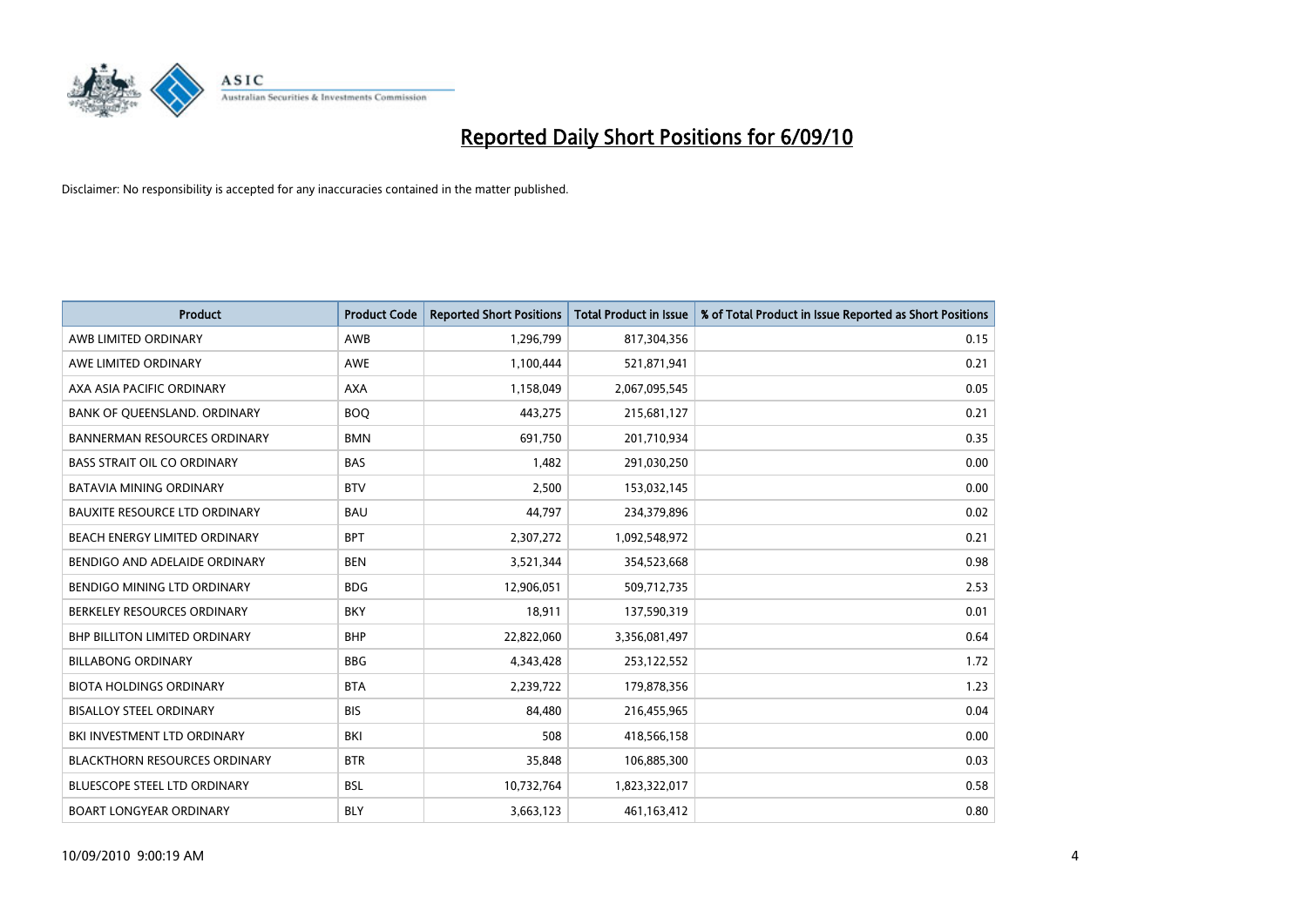# Reported Daily Short Positions for 6/09/10

Disclaimer: No responsibility is accepted for any inaccuracies contained in the matter published.

| Product | Product Code | Reported Short Positions | Total Product in Issue | % of Total Product in Issue Reported as Short Positions |
|---|---|---|---|---|
| AWB LIMITED ORDINARY | AWB | 1,296,799 | 817,304,356 | 0.15 |
| AWE LIMITED ORDINARY | AWE | 1,100,444 | 521,871,941 | 0.21 |
| AXA ASIA PACIFIC ORDINARY | AXA | 1,158,049 | 2,067,095,545 | 0.05 |
| BANK OF QUEENSLAND. ORDINARY | BOQ | 443,275 | 215,681,127 | 0.21 |
| BANNERMAN RESOURCES ORDINARY | BMN | 691,750 | 201,710,934 | 0.35 |
| BASS STRAIT OIL CO ORDINARY | BAS | 1,482 | 291,030,250 | 0.00 |
| BATAVIA MINING ORDINARY | BTV | 2,500 | 153,032,145 | 0.00 |
| BAUXITE RESOURCE LTD ORDINARY | BAU | 44,797 | 234,379,896 | 0.02 |
| BEACH ENERGY LIMITED ORDINARY | BPT | 2,307,272 | 1,092,548,972 | 0.21 |
| BENDIGO AND ADELAIDE ORDINARY | BEN | 3,521,344 | 354,523,668 | 0.98 |
| BENDIGO MINING LTD ORDINARY | BDG | 12,906,051 | 509,712,735 | 2.53 |
| BERKELEY RESOURCES ORDINARY | BKY | 18,911 | 137,590,319 | 0.01 |
| BHP BILLITON LIMITED ORDINARY | BHP | 22,822,060 | 3,356,081,497 | 0.64 |
| BILLABONG ORDINARY | BBG | 4,343,428 | 253,122,552 | 1.72 |
| BIOTA HOLDINGS ORDINARY | BTA | 2,239,722 | 179,878,356 | 1.23 |
| BISALLOY STEEL ORDINARY | BIS | 84,480 | 216,455,965 | 0.04 |
| BKI INVESTMENT LTD ORDINARY | BKI | 508 | 418,566,158 | 0.00 |
| BLACKTHORN RESOURCES ORDINARY | BTR | 35,848 | 106,885,300 | 0.03 |
| BLUESCOPE STEEL LTD ORDINARY | BSL | 10,732,764 | 1,823,322,017 | 0.58 |
| BOART LONGYEAR ORDINARY | BLY | 3,663,123 | 461,163,412 | 0.80 |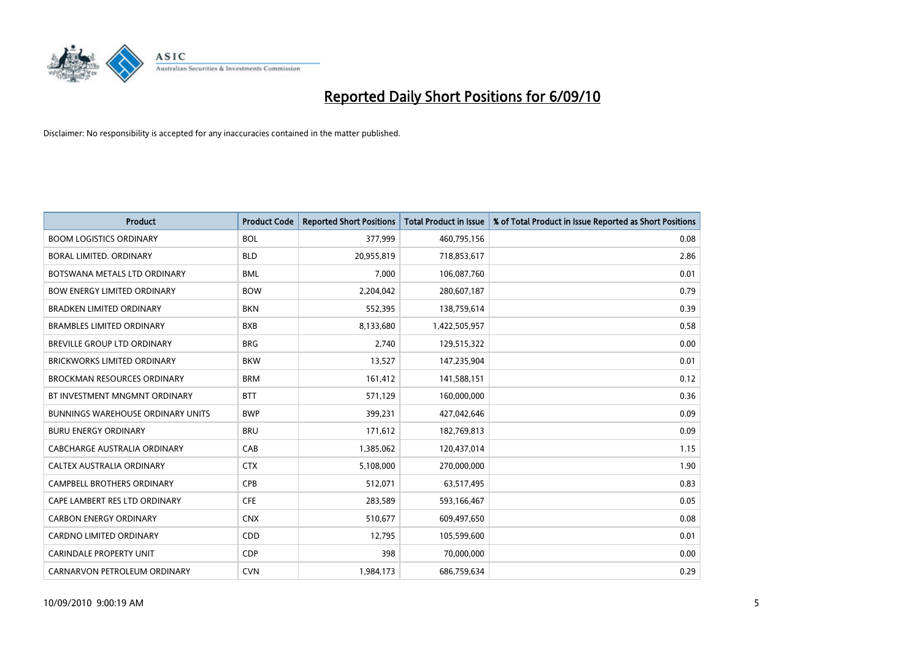# Reported Daily Short Positions for 6/09/10

Disclaimer: No responsibility is accepted for any inaccuracies contained in the matter published.

| Product | Product Code | Reported Short Positions | Total Product in Issue | % of Total Product in Issue Reported as Short Positions |
|---|---|---|---|---|
| BOOM LOGISTICS ORDINARY | BOL | 377,999 | 460,795,156 | 0.08 |
| BORAL LIMITED. ORDINARY | BLD | 20,955,819 | 718,853,617 | 2.86 |
| BOTSWANA METALS LTD ORDINARY | BML | 7,000 | 106,087,760 | 0.01 |
| BOW ENERGY LIMITED ORDINARY | BOW | 2,204,042 | 280,607,187 | 0.79 |
| BRADKEN LIMITED ORDINARY | BKN | 552,395 | 138,759,614 | 0.39 |
| BRAMBLES LIMITED ORDINARY | BXB | 8,133,680 | 1,422,505,957 | 0.58 |
| BREVILLE GROUP LTD ORDINARY | BRG | 2,740 | 129,515,322 | 0.00 |
| BRICKWORKS LIMITED ORDINARY | BKW | 13,527 | 147,235,904 | 0.01 |
| BROCKMAN RESOURCES ORDINARY | BRM | 161,412 | 141,588,151 | 0.12 |
| BT INVESTMENT MNGMNT ORDINARY | BTT | 571,129 | 160,000,000 | 0.36 |
| BUNNINGS WAREHOUSE ORDINARY UNITS | BWP | 399,231 | 427,042,646 | 0.09 |
| BURU ENERGY ORDINARY | BRU | 171,612 | 182,769,813 | 0.09 |
| CABCHARGE AUSTRALIA ORDINARY | CAB | 1,385,062 | 120,437,014 | 1.15 |
| CALTEX AUSTRALIA ORDINARY | CTX | 5,108,000 | 270,000,000 | 1.90 |
| CAMPBELL BROTHERS ORDINARY | CPB | 512,071 | 63,517,495 | 0.83 |
| CAPE LAMBERT RES LTD ORDINARY | CFE | 283,589 | 593,166,467 | 0.05 |
| CARBON ENERGY ORDINARY | CNX | 510,677 | 609,497,650 | 0.08 |
| CARDNO LIMITED ORDINARY | CDD | 12,795 | 105,599,600 | 0.01 |
| CARINDALE PROPERTY UNIT | CDP | 398 | 70,000,000 | 0.00 |
| CARNARVON PETROLEUM ORDINARY | CVN | 1,984,173 | 686,759,634 | 0.29 |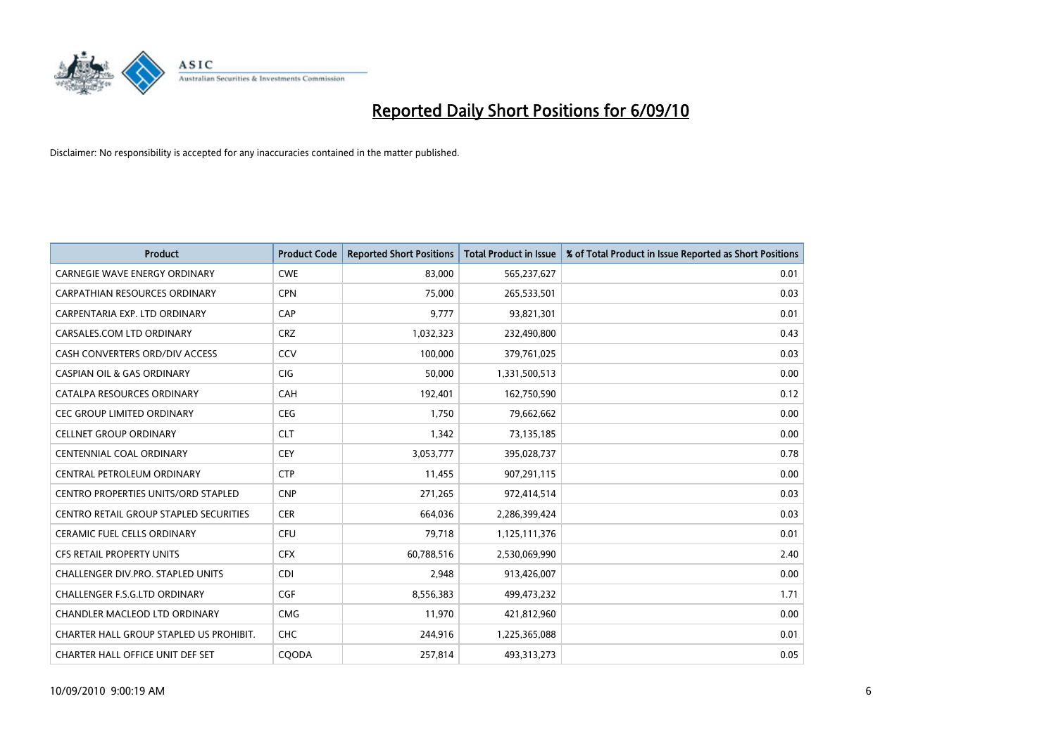# Reported Daily Short Positions for 6/09/10

Disclaimer: No responsibility is accepted for any inaccuracies contained in the matter published.

| Product | Product Code | Reported Short Positions | Total Product in Issue | % of Total Product in Issue Reported as Short Positions |
| --- | --- | --- | --- | --- |
| CARNEGIE WAVE ENERGY ORDINARY | CWE | 83,000 | 565,237,627 | 0.01 |
| CARPATHIAN RESOURCES ORDINARY | CPN | 75,000 | 265,533,501 | 0.03 |
| CARPENTARIA EXP. LTD ORDINARY | CAP | 9,777 | 93,821,301 | 0.01 |
| CARSALES.COM LTD ORDINARY | CRZ | 1,032,323 | 232,490,800 | 0.43 |
| CASH CONVERTERS ORD/DIV ACCESS | CCV | 100,000 | 379,761,025 | 0.03 |
| CASPIAN OIL & GAS ORDINARY | CIG | 50,000 | 1,331,500,513 | 0.00 |
| CATALPA RESOURCES ORDINARY | CAH | 192,401 | 162,750,590 | 0.12 |
| CEC GROUP LIMITED ORDINARY | CEG | 1,750 | 79,662,662 | 0.00 |
| CELLNET GROUP ORDINARY | CLT | 1,342 | 73,135,185 | 0.00 |
| CENTENNIAL COAL ORDINARY | CEY | 3,053,777 | 395,028,737 | 0.78 |
| CENTRAL PETROLEUM ORDINARY | CTP | 11,455 | 907,291,115 | 0.00 |
| CENTRO PROPERTIES UNITS/ORD STAPLED | CNP | 271,265 | 972,414,514 | 0.03 |
| CENTRO RETAIL GROUP STAPLED SECURITIES | CER | 664,036 | 2,286,399,424 | 0.03 |
| CERAMIC FUEL CELLS ORDINARY | CFU | 79,718 | 1,125,111,376 | 0.01 |
| CFS RETAIL PROPERTY UNITS | CFX | 60,788,516 | 2,530,069,990 | 2.40 |
| CHALLENGER DIV.PRO. STAPLED UNITS | CDI | 2,948 | 913,426,007 | 0.00 |
| CHALLENGER F.S.G.LTD ORDINARY | CGF | 8,556,383 | 499,473,232 | 1.71 |
| CHANDLER MACLEOD LTD ORDINARY | CMG | 11,970 | 421,812,960 | 0.00 |
| CHARTER HALL GROUP STAPLED US PROHIBIT. | CHC | 244,916 | 1,225,365,088 | 0.01 |
| CHARTER HALL OFFICE UNIT DEF SET | CQODA | 257,814 | 493,313,273 | 0.05 |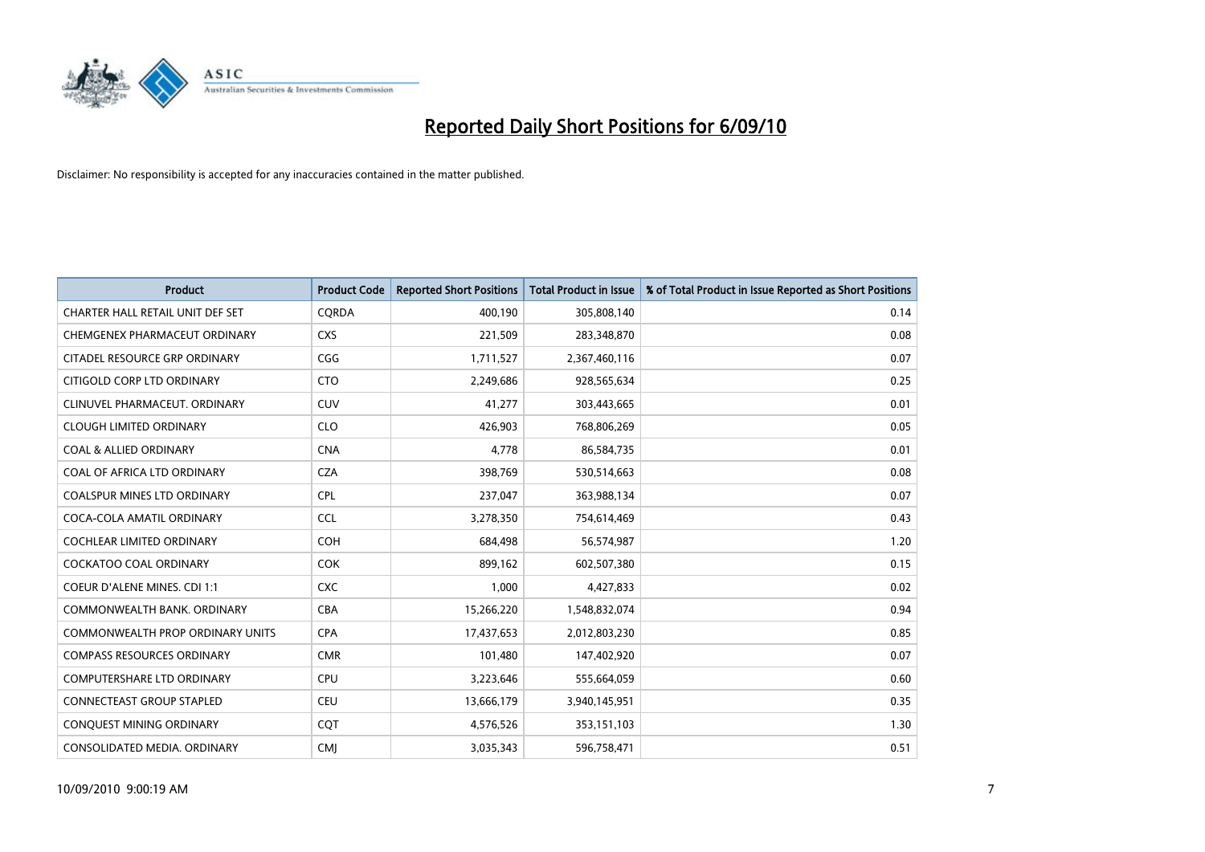# Reported Daily Short Positions for 6/09/10

Disclaimer: No responsibility is accepted for any inaccuracies contained in the matter published.

| Product | Product Code | Reported Short Positions | Total Product in Issue | % of Total Product in Issue Reported as Short Positions |
|---|---|---|---|---|
| CHARTER HALL RETAIL UNIT DEF SET | CQRDA | 400,190 | 305,808,140 | 0.14 |
| CHEMGENEX PHARMACEUT ORDINARY | CXS | 221,509 | 283,348,870 | 0.08 |
| CITADEL RESOURCE GRP ORDINARY | CGG | 1,711,527 | 2,367,460,116 | 0.07 |
| CITIGOLD CORP LTD ORDINARY | CTO | 2,249,686 | 928,565,634 | 0.25 |
| CLINUVEL PHARMACEUT. ORDINARY | CUV | 41,277 | 303,443,665 | 0.01 |
| CLOUGH LIMITED ORDINARY | CLO | 426,903 | 768,806,269 | 0.05 |
| COAL & ALLIED ORDINARY | CNA | 4,778 | 86,584,735 | 0.01 |
| COAL OF AFRICA LTD ORDINARY | CZA | 398,769 | 530,514,663 | 0.08 |
| COALSPUR MINES LTD ORDINARY | CPL | 237,047 | 363,988,134 | 0.07 |
| COCA-COLA AMATIL ORDINARY | CCL | 3,278,350 | 754,614,469 | 0.43 |
| COCHLEAR LIMITED ORDINARY | COH | 684,498 | 56,574,987 | 1.20 |
| COCKATOO COAL ORDINARY | COK | 899,162 | 602,507,380 | 0.15 |
| COEUR D'ALENE MINES. CDI 1:1 | CXC | 1,000 | 4,427,833 | 0.02 |
| COMMONWEALTH BANK. ORDINARY | CBA | 15,266,220 | 1,548,832,074 | 0.94 |
| COMMONWEALTH PROP ORDINARY UNITS | CPA | 17,437,653 | 2,012,803,230 | 0.85 |
| COMPASS RESOURCES ORDINARY | CMR | 101,480 | 147,402,920 | 0.07 |
| COMPUTERSHARE LTD ORDINARY | CPU | 3,223,646 | 555,664,059 | 0.60 |
| CONNECTEAST GROUP STAPLED | CEU | 13,666,179 | 3,940,145,951 | 0.35 |
| CONQUEST MINING ORDINARY | CQT | 4,576,526 | 353,151,103 | 1.30 |
| CONSOLIDATED MEDIA. ORDINARY | CMJ | 3,035,343 | 596,758,471 | 0.51 |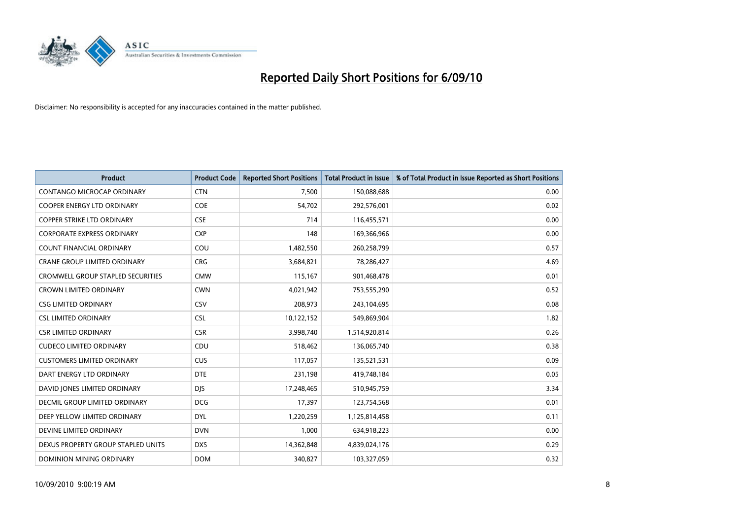# Reported Daily Short Positions for 6/09/10

Disclaimer: No responsibility is accepted for any inaccuracies contained in the matter published.

| Product | Product Code | Reported Short Positions | Total Product in Issue | % of Total Product in Issue Reported as Short Positions |
|---|---|---|---|---|
| CONTANGO MICROCAP ORDINARY | CTN | 7,500 | 150,088,688 | 0.00 |
| COOPER ENERGY LTD ORDINARY | COE | 54,702 | 292,576,001 | 0.02 |
| COPPER STRIKE LTD ORDINARY | CSE | 714 | 116,455,571 | 0.00 |
| CORPORATE EXPRESS ORDINARY | CXP | 148 | 169,366,966 | 0.00 |
| COUNT FINANCIAL ORDINARY | COU | 1,482,550 | 260,258,799 | 0.57 |
| CRANE GROUP LIMITED ORDINARY | CRG | 3,684,821 | 78,286,427 | 4.69 |
| CROMWELL GROUP STAPLED SECURITIES | CMW | 115,167 | 901,468,478 | 0.01 |
| CROWN LIMITED ORDINARY | CWN | 4,021,942 | 753,555,290 | 0.52 |
| CSG LIMITED ORDINARY | CSV | 208,973 | 243,104,695 | 0.08 |
| CSL LIMITED ORDINARY | CSL | 10,122,152 | 549,869,904 | 1.82 |
| CSR LIMITED ORDINARY | CSR | 3,998,740 | 1,514,920,814 | 0.26 |
| CUDECO LIMITED ORDINARY | CDU | 518,462 | 136,065,740 | 0.38 |
| CUSTOMERS LIMITED ORDINARY | CUS | 117,057 | 135,521,531 | 0.09 |
| DART ENERGY LTD ORDINARY | DTE | 231,198 | 419,748,184 | 0.05 |
| DAVID JONES LIMITED ORDINARY | DJS | 17,248,465 | 510,945,759 | 3.34 |
| DECMIL GROUP LIMITED ORDINARY | DCG | 17,397 | 123,754,568 | 0.01 |
| DEEP YELLOW LIMITED ORDINARY | DYL | 1,220,259 | 1,125,814,458 | 0.11 |
| DEVINE LIMITED ORDINARY | DVN | 1,000 | 634,918,223 | 0.00 |
| DEXUS PROPERTY GROUP STAPLED UNITS | DXS | 14,362,848 | 4,839,024,176 | 0.29 |
| DOMINION MINING ORDINARY | DOM | 340,827 | 103,327,059 | 0.32 |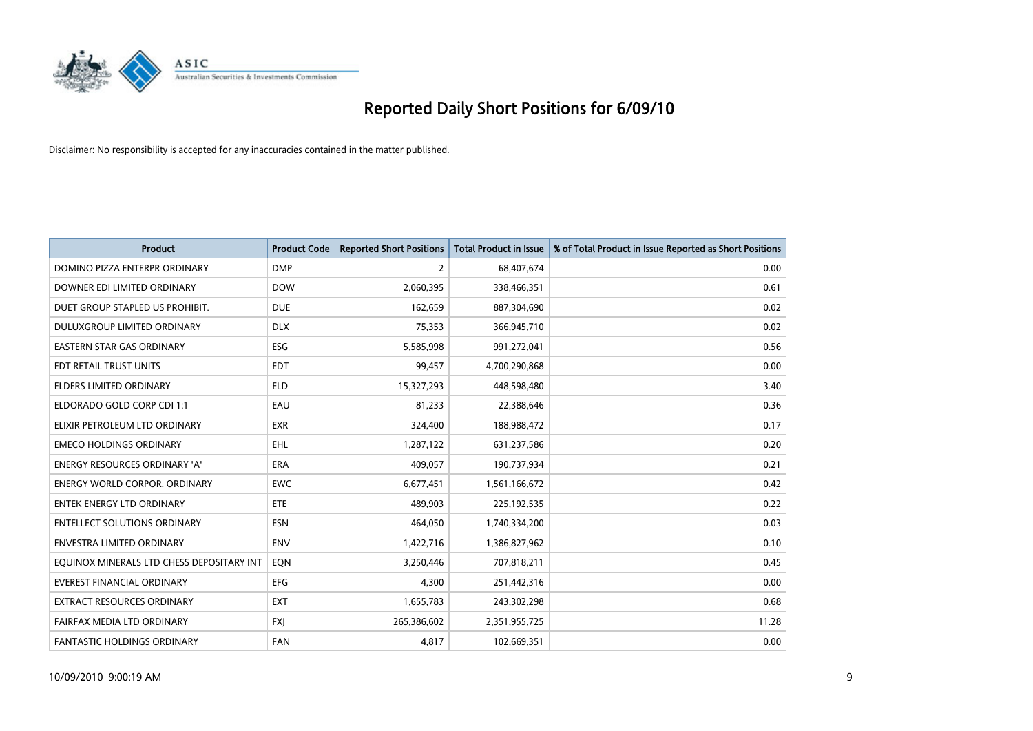# Reported Daily Short Positions for 6/09/10

Disclaimer: No responsibility is accepted for any inaccuracies contained in the matter published.

| Product | Product Code | Reported Short Positions | Total Product in Issue | % of Total Product in Issue Reported as Short Positions |
|---|---|---|---|---|
| DOMINO PIZZA ENTERPR ORDINARY | DMP | 2 | 68,407,674 | 0.00 |
| DOWNER EDI LIMITED ORDINARY | DOW | 2,060,395 | 338,466,351 | 0.61 |
| DUET GROUP STAPLED US PROHIBIT. | DUE | 162,659 | 887,304,690 | 0.02 |
| DULUXGROUP LIMITED ORDINARY | DLX | 75,353 | 366,945,710 | 0.02 |
| EASTERN STAR GAS ORDINARY | ESG | 5,585,998 | 991,272,041 | 0.56 |
| EDT RETAIL TRUST UNITS | EDT | 99,457 | 4,700,290,868 | 0.00 |
| ELDERS LIMITED ORDINARY | ELD | 15,327,293 | 448,598,480 | 3.40 |
| ELDORADO GOLD CORP CDI 1:1 | EAU | 81,233 | 22,388,646 | 0.36 |
| ELIXIR PETROLEUM LTD ORDINARY | EXR | 324,400 | 188,988,472 | 0.17 |
| EMECO HOLDINGS ORDINARY | EHL | 1,287,122 | 631,237,586 | 0.20 |
| ENERGY RESOURCES ORDINARY 'A' | ERA | 409,057 | 190,737,934 | 0.21 |
| ENERGY WORLD CORPOR. ORDINARY | EWC | 6,677,451 | 1,561,166,672 | 0.42 |
| ENTEK ENERGY LTD ORDINARY | ETE | 489,903 | 225,192,535 | 0.22 |
| ENTELLECT SOLUTIONS ORDINARY | ESN | 464,050 | 1,740,334,200 | 0.03 |
| ENVESTRA LIMITED ORDINARY | ENV | 1,422,716 | 1,386,827,962 | 0.10 |
| EQUINOX MINERALS LTD CHESS DEPOSITARY INT | EQN | 3,250,446 | 707,818,211 | 0.45 |
| EVEREST FINANCIAL ORDINARY | EFG | 4,300 | 251,442,316 | 0.00 |
| EXTRACT RESOURCES ORDINARY | EXT | 1,655,783 | 243,302,298 | 0.68 |
| FAIRFAX MEDIA LTD ORDINARY | FXJ | 265,386,602 | 2,351,955,725 | 11.28 |
| FANTASTIC HOLDINGS ORDINARY | FAN | 4,817 | 102,669,351 | 0.00 |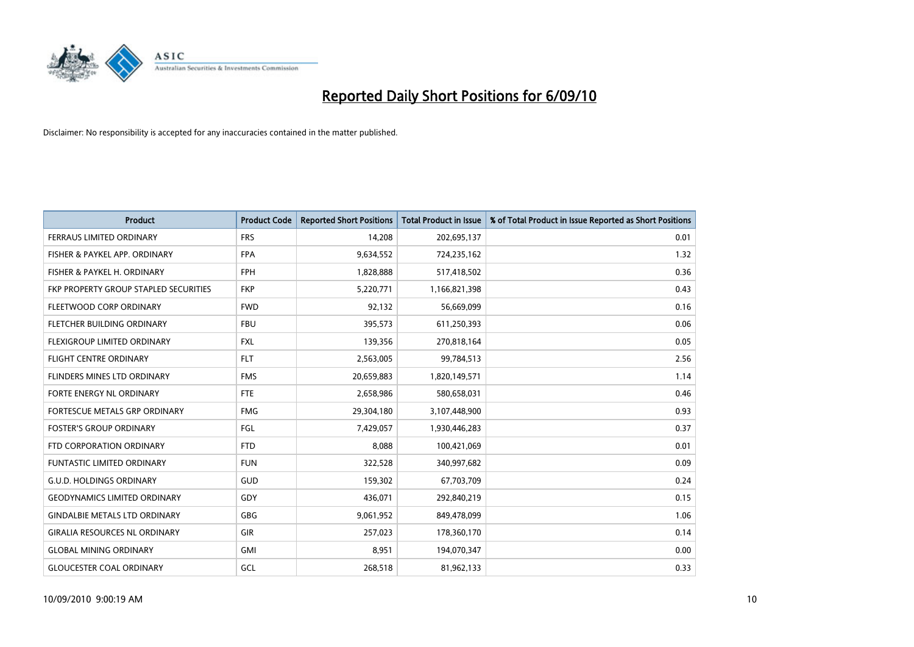# Reported Daily Short Positions for 6/09/10

Disclaimer: No responsibility is accepted for any inaccuracies contained in the matter published.

| Product | Product Code | Reported Short Positions | Total Product in Issue | % of Total Product in Issue Reported as Short Positions |
| --- | --- | --- | --- | --- |
| FERRAUS LIMITED ORDINARY | FRS | 14,208 | 202,695,137 | 0.01 |
| FISHER & PAYKEL APP. ORDINARY | FPA | 9,634,552 | 724,235,162 | 1.32 |
| FISHER & PAYKEL H. ORDINARY | FPH | 1,828,888 | 517,418,502 | 0.36 |
| FKP PROPERTY GROUP STAPLED SECURITIES | FKP | 5,220,771 | 1,166,821,398 | 0.43 |
| FLEETWOOD CORP ORDINARY | FWD | 92,132 | 56,669,099 | 0.16 |
| FLETCHER BUILDING ORDINARY | FBU | 395,573 | 611,250,393 | 0.06 |
| FLEXIGROUP LIMITED ORDINARY | FXL | 139,356 | 270,818,164 | 0.05 |
| FLIGHT CENTRE ORDINARY | FLT | 2,563,005 | 99,784,513 | 2.56 |
| FLINDERS MINES LTD ORDINARY | FMS | 20,659,883 | 1,820,149,571 | 1.14 |
| FORTE ENERGY NL ORDINARY | FTE | 2,658,986 | 580,658,031 | 0.46 |
| FORTESCUE METALS GRP ORDINARY | FMG | 29,304,180 | 3,107,448,900 | 0.93 |
| FOSTER'S GROUP ORDINARY | FGL | 7,429,057 | 1,930,446,283 | 0.37 |
| FTD CORPORATION ORDINARY | FTD | 8,088 | 100,421,069 | 0.01 |
| FUNTASTIC LIMITED ORDINARY | FUN | 322,528 | 340,997,682 | 0.09 |
| G.U.D. HOLDINGS ORDINARY | GUD | 159,302 | 67,703,709 | 0.24 |
| GEODYNAMICS LIMITED ORDINARY | GDY | 436,071 | 292,840,219 | 0.15 |
| GINDALBIE METALS LTD ORDINARY | GBG | 9,061,952 | 849,478,099 | 1.06 |
| GIRALIA RESOURCES NL ORDINARY | GIR | 257,023 | 178,360,170 | 0.14 |
| GLOBAL MINING ORDINARY | GMI | 8,951 | 194,070,347 | 0.00 |
| GLOUCESTER COAL ORDINARY | GCL | 268,518 | 81,962,133 | 0.33 |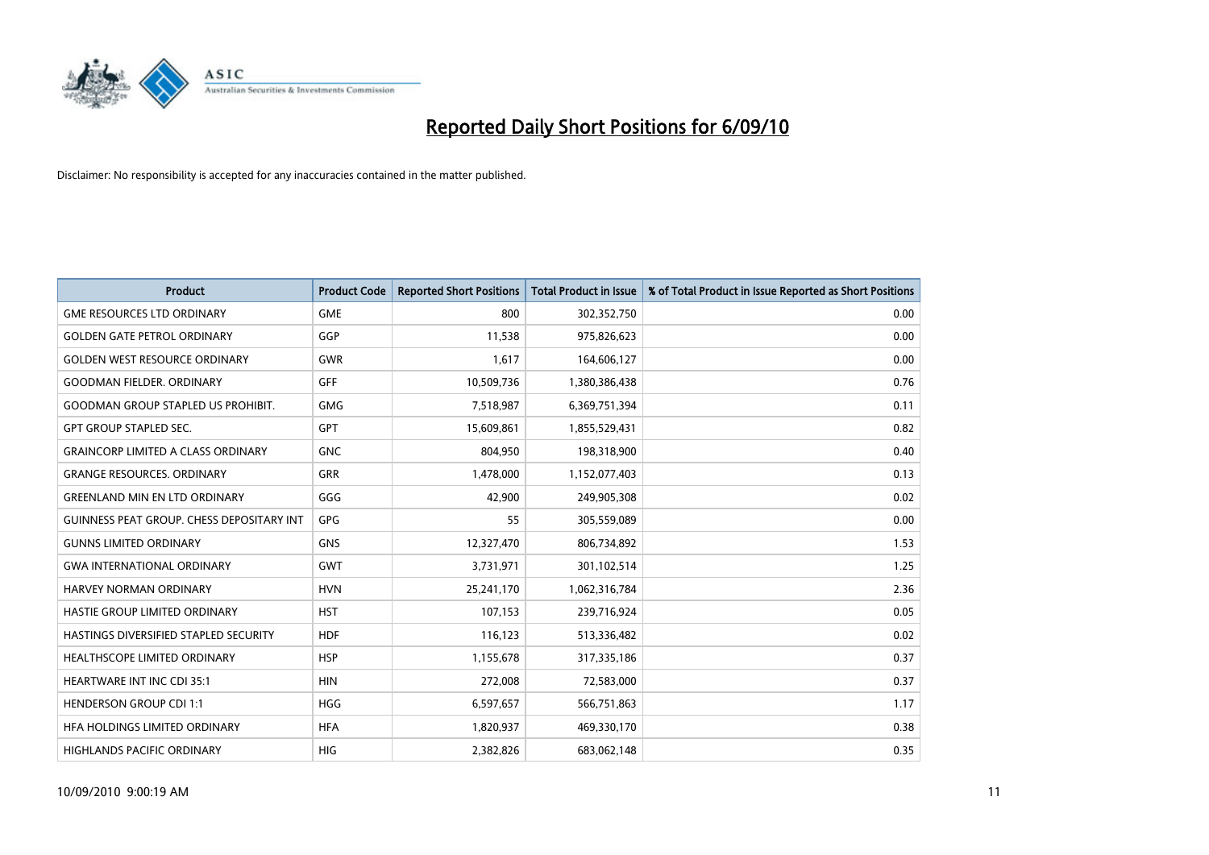# Reported Daily Short Positions for 6/09/10

Disclaimer: No responsibility is accepted for any inaccuracies contained in the matter published.

| Product | Product Code | Reported Short Positions | Total Product in Issue | % of Total Product in Issue Reported as Short Positions |
|---|---|---|---|---|
| GME RESOURCES LTD ORDINARY | GME | 800 | 302,352,750 | 0.00 |
| GOLDEN GATE PETROL ORDINARY | GGP | 11,538 | 975,826,623 | 0.00 |
| GOLDEN WEST RESOURCE ORDINARY | GWR | 1,617 | 164,606,127 | 0.00 |
| GOODMAN FIELDER. ORDINARY | GFF | 10,509,736 | 1,380,386,438 | 0.76 |
| GOODMAN GROUP STAPLED US PROHIBIT. | GMG | 7,518,987 | 6,369,751,394 | 0.11 |
| GPT GROUP STAPLED SEC. | GPT | 15,609,861 | 1,855,529,431 | 0.82 |
| GRAINCORP LIMITED A CLASS ORDINARY | GNC | 804,950 | 198,318,900 | 0.40 |
| GRANGE RESOURCES. ORDINARY | GRR | 1,478,000 | 1,152,077,403 | 0.13 |
| GREENLAND MIN EN LTD ORDINARY | GGG | 42,900 | 249,905,308 | 0.02 |
| GUINNESS PEAT GROUP. CHESS DEPOSITARY INT | GPG | 55 | 305,559,089 | 0.00 |
| GUNNS LIMITED ORDINARY | GNS | 12,327,470 | 806,734,892 | 1.53 |
| GWA INTERNATIONAL ORDINARY | GWT | 3,731,971 | 301,102,514 | 1.25 |
| HARVEY NORMAN ORDINARY | HVN | 25,241,170 | 1,062,316,784 | 2.36 |
| HASTIE GROUP LIMITED ORDINARY | HST | 107,153 | 239,716,924 | 0.05 |
| HASTINGS DIVERSIFIED STAPLED SECURITY | HDF | 116,123 | 513,336,482 | 0.02 |
| HEALTHSCOPE LIMITED ORDINARY | HSP | 1,155,678 | 317,335,186 | 0.37 |
| HEARTWARE INT INC CDI 35:1 | HIN | 272,008 | 72,583,000 | 0.37 |
| HENDERSON GROUP CDI 1:1 | HGG | 6,597,657 | 566,751,863 | 1.17 |
| HFA HOLDINGS LIMITED ORDINARY | HFA | 1,820,937 | 469,330,170 | 0.38 |
| HIGHLANDS PACIFIC ORDINARY | HIG | 2,382,826 | 683,062,148 | 0.35 |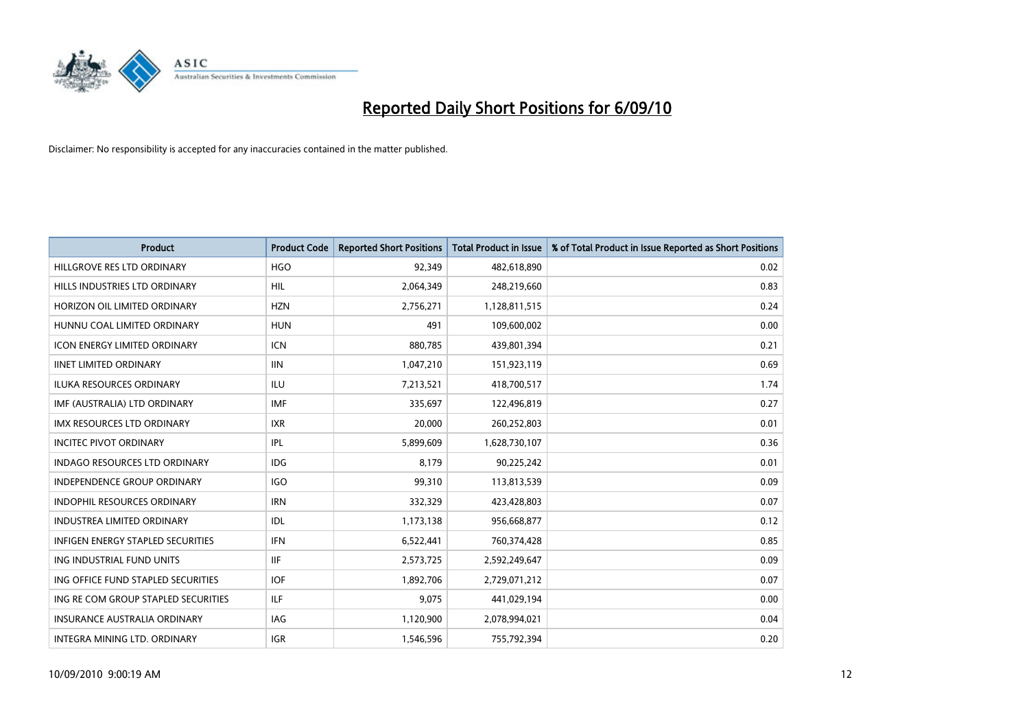# Reported Daily Short Positions for 6/09/10

Disclaimer: No responsibility is accepted for any inaccuracies contained in the matter published.

| Product | Product Code | Reported Short Positions | Total Product in Issue | % of Total Product in Issue Reported as Short Positions |
|---|---|---|---|---|
| HILLGROVE RES LTD ORDINARY | HGO | 92,349 | 482,618,890 | 0.02 |
| HILLS INDUSTRIES LTD ORDINARY | HIL | 2,064,349 | 248,219,660 | 0.83 |
| HORIZON OIL LIMITED ORDINARY | HZN | 2,756,271 | 1,128,811,515 | 0.24 |
| HUNNU COAL LIMITED ORDINARY | HUN | 491 | 109,600,002 | 0.00 |
| ICON ENERGY LIMITED ORDINARY | ICN | 880,785 | 439,801,394 | 0.21 |
| IINET LIMITED ORDINARY | IIN | 1,047,210 | 151,923,119 | 0.69 |
| ILUKA RESOURCES ORDINARY | ILU | 7,213,521 | 418,700,517 | 1.74 |
| IMF (AUSTRALIA) LTD ORDINARY | IMF | 335,697 | 122,496,819 | 0.27 |
| IMX RESOURCES LTD ORDINARY | IXR | 20,000 | 260,252,803 | 0.01 |
| INCITEC PIVOT ORDINARY | IPL | 5,899,609 | 1,628,730,107 | 0.36 |
| INDAGO RESOURCES LTD ORDINARY | IDG | 8,179 | 90,225,242 | 0.01 |
| INDEPENDENCE GROUP ORDINARY | IGO | 99,310 | 113,813,539 | 0.09 |
| INDOPHIL RESOURCES ORDINARY | IRN | 332,329 | 423,428,803 | 0.07 |
| INDUSTREA LIMITED ORDINARY | IDL | 1,173,138 | 956,668,877 | 0.12 |
| INFIGEN ENERGY STAPLED SECURITIES | IFN | 6,522,441 | 760,374,428 | 0.85 |
| ING INDUSTRIAL FUND UNITS | IIF | 2,573,725 | 2,592,249,647 | 0.09 |
| ING OFFICE FUND STAPLED SECURITIES | IOF | 1,892,706 | 2,729,071,212 | 0.07 |
| ING RE COM GROUP STAPLED SECURITIES | ILF | 9,075 | 441,029,194 | 0.00 |
| INSURANCE AUSTRALIA ORDINARY | IAG | 1,120,900 | 2,078,994,021 | 0.04 |
| INTEGRA MINING LTD. ORDINARY | IGR | 1,546,596 | 755,792,394 | 0.20 |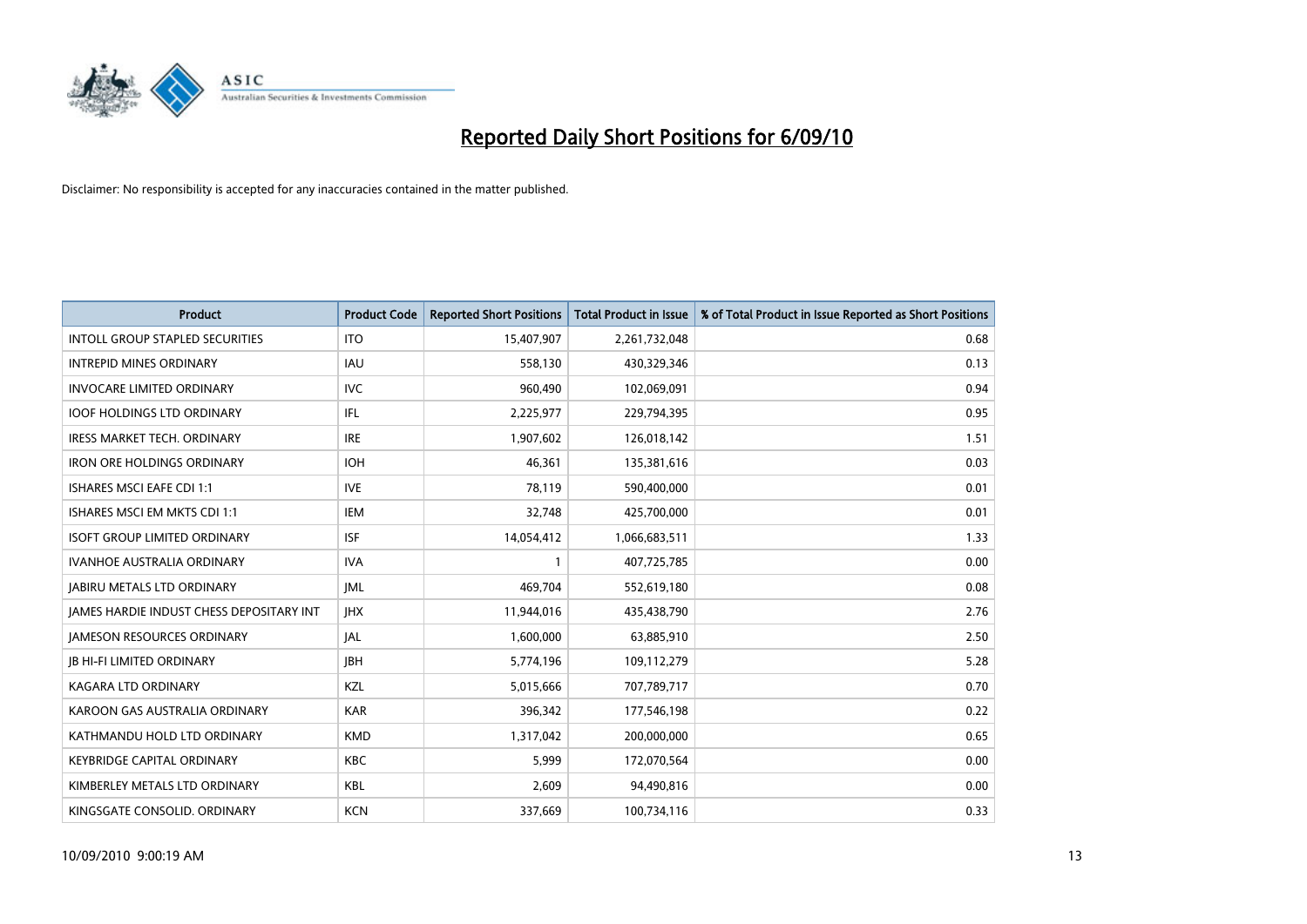# Reported Daily Short Positions for 6/09/10

Disclaimer: No responsibility is accepted for any inaccuracies contained in the matter published.

| Product | Product Code | Reported Short Positions | Total Product in Issue | % of Total Product in Issue Reported as Short Positions |
|---|---|---|---|---|
| INTOLL GROUP STAPLED SECURITIES | ITO | 15,407,907 | 2,261,732,048 | 0.68 |
| INTREPID MINES ORDINARY | IAU | 558,130 | 430,329,346 | 0.13 |
| INVOCARE LIMITED ORDINARY | IVC | 960,490 | 102,069,091 | 0.94 |
| IOOF HOLDINGS LTD ORDINARY | IFL | 2,225,977 | 229,794,395 | 0.95 |
| IRESS MARKET TECH. ORDINARY | IRE | 1,907,602 | 126,018,142 | 1.51 |
| IRON ORE HOLDINGS ORDINARY | IOH | 46,361 | 135,381,616 | 0.03 |
| ISHARES MSCI EAFE CDI 1:1 | IVE | 78,119 | 590,400,000 | 0.01 |
| ISHARES MSCI EM MKTS CDI 1:1 | IEM | 32,748 | 425,700,000 | 0.01 |
| ISOFT GROUP LIMITED ORDINARY | ISF | 14,054,412 | 1,066,683,511 | 1.33 |
| IVANHOE AUSTRALIA ORDINARY | IVA | 1 | 407,725,785 | 0.00 |
| JABIRU METALS LTD ORDINARY | JML | 469,704 | 552,619,180 | 0.08 |
| JAMES HARDIE INDUST CHESS DEPOSITARY INT | JHX | 11,944,016 | 435,438,790 | 2.76 |
| JAMESON RESOURCES ORDINARY | JAL | 1,600,000 | 63,885,910 | 2.50 |
| JB HI-FI LIMITED ORDINARY | JBH | 5,774,196 | 109,112,279 | 5.28 |
| KAGARA LTD ORDINARY | KZL | 5,015,666 | 707,789,717 | 0.70 |
| KAROON GAS AUSTRALIA ORDINARY | KAR | 396,342 | 177,546,198 | 0.22 |
| KATHMANDU HOLD LTD ORDINARY | KMD | 1,317,042 | 200,000,000 | 0.65 |
| KEYBRIDGE CAPITAL ORDINARY | KBC | 5,999 | 172,070,564 | 0.00 |
| KIMBERLEY METALS LTD ORDINARY | KBL | 2,609 | 94,490,816 | 0.00 |
| KINGSGATE CONSOLID. ORDINARY | KCN | 337,669 | 100,734,116 | 0.33 |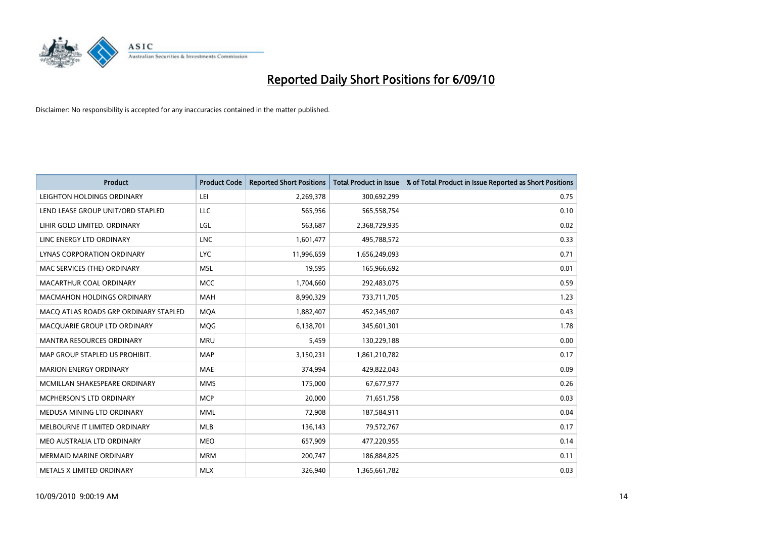# Reported Daily Short Positions for 6/09/10

Disclaimer: No responsibility is accepted for any inaccuracies contained in the matter published.

| Product | Product Code | Reported Short Positions | Total Product in Issue | % of Total Product in Issue Reported as Short Positions |
|---|---|---|---|---|
| LEIGHTON HOLDINGS ORDINARY | LEI | 2,269,378 | 300,692,299 | 0.75 |
| LEND LEASE GROUP UNIT/ORD STAPLED | LLC | 565,956 | 565,558,754 | 0.10 |
| LIHIR GOLD LIMITED. ORDINARY | LGL | 563,687 | 2,368,729,935 | 0.02 |
| LINC ENERGY LTD ORDINARY | LNC | 1,601,477 | 495,788,572 | 0.33 |
| LYNAS CORPORATION ORDINARY | LYC | 11,996,659 | 1,656,249,093 | 0.71 |
| MAC SERVICES (THE) ORDINARY | MSL | 19,595 | 165,966,692 | 0.01 |
| MACARTHUR COAL ORDINARY | MCC | 1,704,660 | 292,483,075 | 0.59 |
| MACMAHON HOLDINGS ORDINARY | MAH | 8,990,329 | 733,711,705 | 1.23 |
| MACQ ATLAS ROADS GRP ORDINARY STAPLED | MQA | 1,882,407 | 452,345,907 | 0.43 |
| MACQUARIE GROUP LTD ORDINARY | MQG | 6,138,701 | 345,601,301 | 1.78 |
| MANTRA RESOURCES ORDINARY | MRU | 5,459 | 130,229,188 | 0.00 |
| MAP GROUP STAPLED US PROHIBIT. | MAP | 3,150,231 | 1,861,210,782 | 0.17 |
| MARION ENERGY ORDINARY | MAE | 374,994 | 429,822,043 | 0.09 |
| MCMILLAN SHAKESPEARE ORDINARY | MMS | 175,000 | 67,677,977 | 0.26 |
| MCPHERSON'S LTD ORDINARY | MCP | 20,000 | 71,651,758 | 0.03 |
| MEDUSA MINING LTD ORDINARY | MML | 72,908 | 187,584,911 | 0.04 |
| MELBOURNE IT LIMITED ORDINARY | MLB | 136,143 | 79,572,767 | 0.17 |
| MEO AUSTRALIA LTD ORDINARY | MEO | 657,909 | 477,220,955 | 0.14 |
| MERMAID MARINE ORDINARY | MRM | 200,747 | 186,884,825 | 0.11 |
| METALS X LIMITED ORDINARY | MLX | 326,940 | 1,365,661,782 | 0.03 |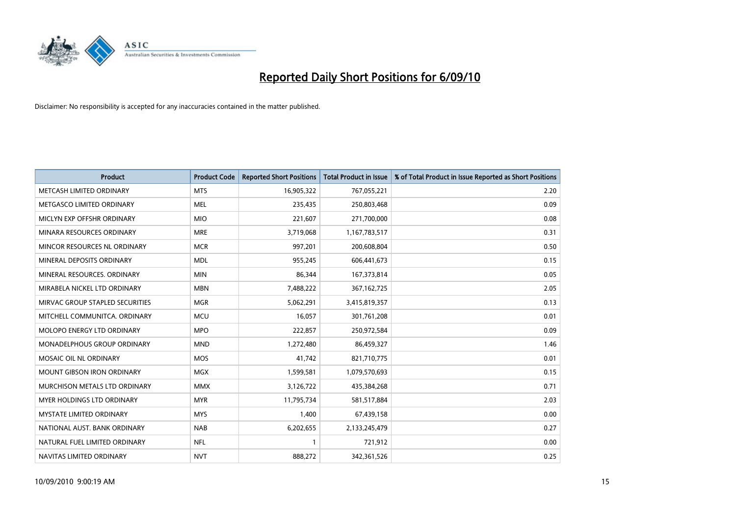# Reported Daily Short Positions for 6/09/10

Disclaimer: No responsibility is accepted for any inaccuracies contained in the matter published.

| Product | Product Code | Reported Short Positions | Total Product in Issue | % of Total Product in Issue Reported as Short Positions |
|---|---|---|---|---|
| METCASH LIMITED ORDINARY | MTS | 16,905,322 | 767,055,221 | 2.20 |
| METGASCO LIMITED ORDINARY | MEL | 235,435 | 250,803,468 | 0.09 |
| MICLYN EXP OFFSHR ORDINARY | MIO | 221,607 | 271,700,000 | 0.08 |
| MINARA RESOURCES ORDINARY | MRE | 3,719,068 | 1,167,783,517 | 0.31 |
| MINCOR RESOURCES NL ORDINARY | MCR | 997,201 | 200,608,804 | 0.50 |
| MINERAL DEPOSITS ORDINARY | MDL | 955,245 | 606,441,673 | 0.15 |
| MINERAL RESOURCES. ORDINARY | MIN | 86,344 | 167,373,814 | 0.05 |
| MIRABELA NICKEL LTD ORDINARY | MBN | 7,488,222 | 367,162,725 | 2.05 |
| MIRVAC GROUP STAPLED SECURITIES | MGR | 5,062,291 | 3,415,819,357 | 0.13 |
| MITCHELL COMMUNITCA. ORDINARY | MCU | 16,057 | 301,761,208 | 0.01 |
| MOLOPO ENERGY LTD ORDINARY | MPO | 222,857 | 250,972,584 | 0.09 |
| MONADELPHOUS GROUP ORDINARY | MND | 1,272,480 | 86,459,327 | 1.46 |
| MOSAIC OIL NL ORDINARY | MOS | 41,742 | 821,710,775 | 0.01 |
| MOUNT GIBSON IRON ORDINARY | MGX | 1,599,581 | 1,079,570,693 | 0.15 |
| MURCHISON METALS LTD ORDINARY | MMX | 3,126,722 | 435,384,268 | 0.71 |
| MYER HOLDINGS LTD ORDINARY | MYR | 11,795,734 | 581,517,884 | 2.03 |
| MYSTATE LIMITED ORDINARY | MYS | 1,400 | 67,439,158 | 0.00 |
| NATIONAL AUST. BANK ORDINARY | NAB | 6,202,655 | 2,133,245,479 | 0.27 |
| NATURAL FUEL LIMITED ORDINARY | NFL | 1 | 721,912 | 0.00 |
| NAVITAS LIMITED ORDINARY | NVT | 888,272 | 342,361,526 | 0.25 |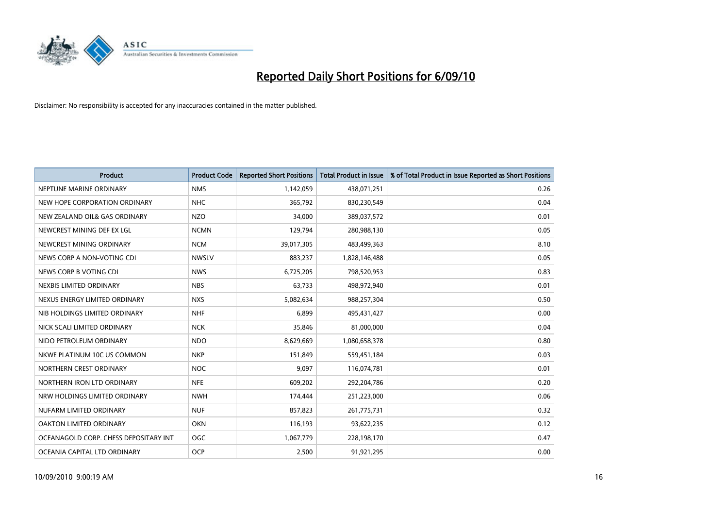# Reported Daily Short Positions for 6/09/10

Disclaimer: No responsibility is accepted for any inaccuracies contained in the matter published.

| Product | Product Code | Reported Short Positions | Total Product in Issue | % of Total Product in Issue Reported as Short Positions |
|---|---|---|---|---|
| NEPTUNE MARINE ORDINARY | NMS | 1,142,059 | 438,071,251 | 0.26 |
| NEW HOPE CORPORATION ORDINARY | NHC | 365,792 | 830,230,549 | 0.04 |
| NEW ZEALAND OIL& GAS ORDINARY | NZO | 34,000 | 389,037,572 | 0.01 |
| NEWCREST MINING DEF EX LGL | NCMN | 129,794 | 280,988,130 | 0.05 |
| NEWCREST MINING ORDINARY | NCM | 39,017,305 | 483,499,363 | 8.10 |
| NEWS CORP A NON-VOTING CDI | NWSLV | 883,237 | 1,828,146,488 | 0.05 |
| NEWS CORP B VOTING CDI | NWS | 6,725,205 | 798,520,953 | 0.83 |
| NEXBIS LIMITED ORDINARY | NBS | 63,733 | 498,972,940 | 0.01 |
| NEXUS ENERGY LIMITED ORDINARY | NXS | 5,082,634 | 988,257,304 | 0.50 |
| NIB HOLDINGS LIMITED ORDINARY | NHF | 6,899 | 495,431,427 | 0.00 |
| NICK SCALI LIMITED ORDINARY | NCK | 35,846 | 81,000,000 | 0.04 |
| NIDO PETROLEUM ORDINARY | NDO | 8,629,669 | 1,080,658,378 | 0.80 |
| NKWE PLATINUM 10C US COMMON | NKP | 151,849 | 559,451,184 | 0.03 |
| NORTHERN CREST ORDINARY | NOC | 9,097 | 116,074,781 | 0.01 |
| NORTHERN IRON LTD ORDINARY | NFE | 609,202 | 292,204,786 | 0.20 |
| NRW HOLDINGS LIMITED ORDINARY | NWH | 174,444 | 251,223,000 | 0.06 |
| NUFARM LIMITED ORDINARY | NUF | 857,823 | 261,775,731 | 0.32 |
| OAKTON LIMITED ORDINARY | OKN | 116,193 | 93,622,235 | 0.12 |
| OCEANAGOLD CORP. CHESS DEPOSITARY INT | OGC | 1,067,779 | 228,198,170 | 0.47 |
| OCEANIA CAPITAL LTD ORDINARY | OCP | 2,500 | 91,921,295 | 0.00 |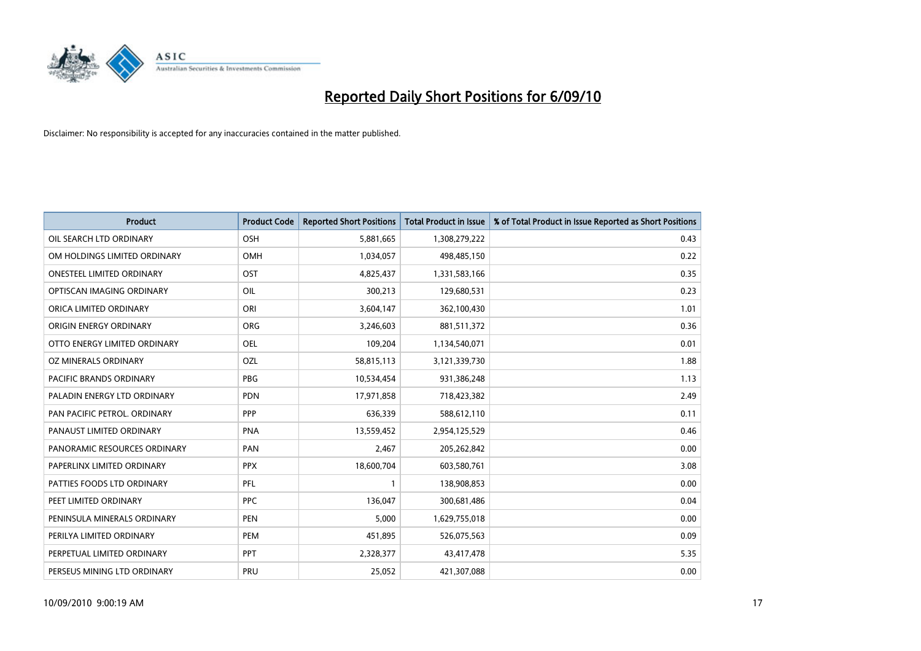# Reported Daily Short Positions for 6/09/10

Disclaimer: No responsibility is accepted for any inaccuracies contained in the matter published.

| Product | Product Code | Reported Short Positions | Total Product in Issue | % of Total Product in Issue Reported as Short Positions |
|---|---|---|---|---|
| OIL SEARCH LTD ORDINARY | OSH | 5,881,665 | 1,308,279,222 | 0.43 |
| OM HOLDINGS LIMITED ORDINARY | OMH | 1,034,057 | 498,485,150 | 0.22 |
| ONESTEEL LIMITED ORDINARY | OST | 4,825,437 | 1,331,583,166 | 0.35 |
| OPTISCAN IMAGING ORDINARY | OIL | 300,213 | 129,680,531 | 0.23 |
| ORICA LIMITED ORDINARY | ORI | 3,604,147 | 362,100,430 | 1.01 |
| ORIGIN ENERGY ORDINARY | ORG | 3,246,603 | 881,511,372 | 0.36 |
| OTTO ENERGY LIMITED ORDINARY | OEL | 109,204 | 1,134,540,071 | 0.01 |
| OZ MINERALS ORDINARY | OZL | 58,815,113 | 3,121,339,730 | 1.88 |
| PACIFIC BRANDS ORDINARY | PBG | 10,534,454 | 931,386,248 | 1.13 |
| PALADIN ENERGY LTD ORDINARY | PDN | 17,971,858 | 718,423,382 | 2.49 |
| PAN PACIFIC PETROL. ORDINARY | PPP | 636,339 | 588,612,110 | 0.11 |
| PANAUST LIMITED ORDINARY | PNA | 13,559,452 | 2,954,125,529 | 0.46 |
| PANORAMIC RESOURCES ORDINARY | PAN | 2,467 | 205,262,842 | 0.00 |
| PAPERLINX LIMITED ORDINARY | PPX | 18,600,704 | 603,580,761 | 3.08 |
| PATTIES FOODS LTD ORDINARY | PFL | 1 | 138,908,853 | 0.00 |
| PEET LIMITED ORDINARY | PPC | 136,047 | 300,681,486 | 0.04 |
| PENINSULA MINERALS ORDINARY | PEN | 5,000 | 1,629,755,018 | 0.00 |
| PERILYA LIMITED ORDINARY | PEM | 451,895 | 526,075,563 | 0.09 |
| PERPETUAL LIMITED ORDINARY | PPT | 2,328,377 | 43,417,478 | 5.35 |
| PERSEUS MINING LTD ORDINARY | PRU | 25,052 | 421,307,088 | 0.00 |

10/09/2010 9:00:19 AM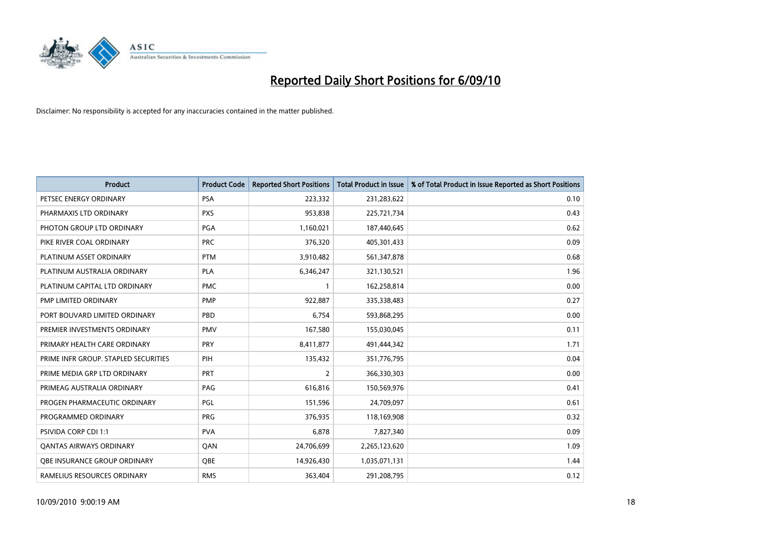# Reported Daily Short Positions for 6/09/10

Disclaimer: No responsibility is accepted for any inaccuracies contained in the matter published.

| Product | Product Code | Reported Short Positions | Total Product in Issue | % of Total Product in Issue Reported as Short Positions |
| --- | --- | --- | --- | --- |
| PETSEC ENERGY ORDINARY | PSA | 223,332 | 231,283,622 | 0.10 |
| PHARMAXIS LTD ORDINARY | PXS | 953,838 | 225,721,734 | 0.43 |
| PHOTON GROUP LTD ORDINARY | PGA | 1,160,021 | 187,440,645 | 0.62 |
| PIKE RIVER COAL ORDINARY | PRC | 376,320 | 405,301,433 | 0.09 |
| PLATINUM ASSET ORDINARY | PTM | 3,910,482 | 561,347,878 | 0.68 |
| PLATINUM AUSTRALIA ORDINARY | PLA | 6,346,247 | 321,130,521 | 1.96 |
| PLATINUM CAPITAL LTD ORDINARY | PMC | 1 | 162,258,814 | 0.00 |
| PMP LIMITED ORDINARY | PMP | 922,887 | 335,338,483 | 0.27 |
| PORT BOUVARD LIMITED ORDINARY | PBD | 6,754 | 593,868,295 | 0.00 |
| PREMIER INVESTMENTS ORDINARY | PMV | 167,580 | 155,030,045 | 0.11 |
| PRIMARY HEALTH CARE ORDINARY | PRY | 8,411,877 | 491,444,342 | 1.71 |
| PRIME INFR GROUP. STAPLED SECURITIES | PIH | 135,432 | 351,776,795 | 0.04 |
| PRIME MEDIA GRP LTD ORDINARY | PRT | 2 | 366,330,303 | 0.00 |
| PRIMEAG AUSTRALIA ORDINARY | PAG | 616,816 | 150,569,976 | 0.41 |
| PROGEN PHARMACEUTIC ORDINARY | PGL | 151,596 | 24,709,097 | 0.61 |
| PROGRAMMED ORDINARY | PRG | 376,935 | 118,169,908 | 0.32 |
| PSIVIDA CORP CDI 1:1 | PVA | 6,878 | 7,827,340 | 0.09 |
| QANTAS AIRWAYS ORDINARY | QAN | 24,706,699 | 2,265,123,620 | 1.09 |
| QBE INSURANCE GROUP ORDINARY | QBE | 14,926,430 | 1,035,071,131 | 1.44 |
| RAMELIUS RESOURCES ORDINARY | RMS | 363,404 | 291,208,795 | 0.12 |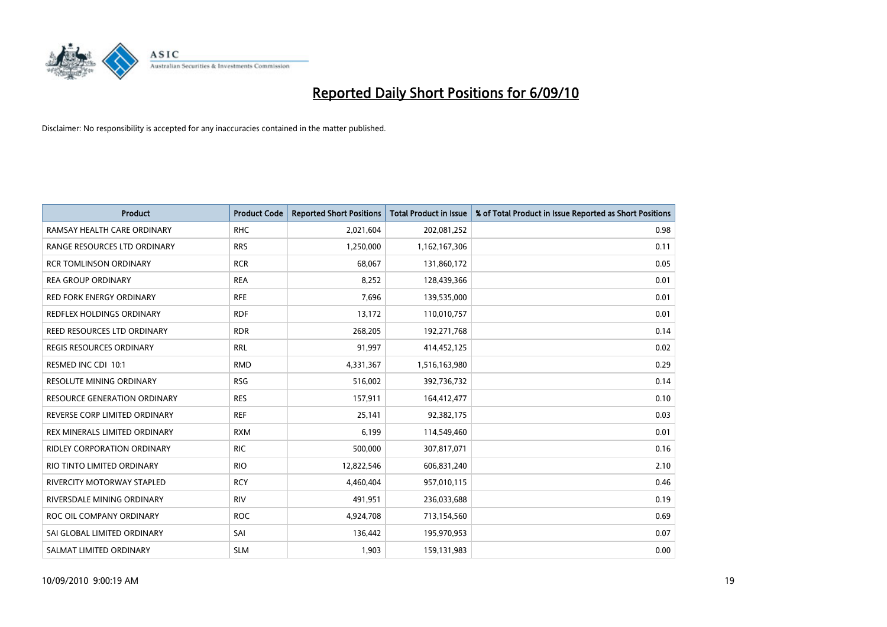# Reported Daily Short Positions for 6/09/10

Disclaimer: No responsibility is accepted for any inaccuracies contained in the matter published.

| Product | Product Code | Reported Short Positions | Total Product in Issue | % of Total Product in Issue Reported as Short Positions |
|---|---|---|---|---|
| RAMSAY HEALTH CARE ORDINARY | RHC | 2,021,604 | 202,081,252 | 0.98 |
| RANGE RESOURCES LTD ORDINARY | RRS | 1,250,000 | 1,162,167,306 | 0.11 |
| RCR TOMLINSON ORDINARY | RCR | 68,067 | 131,860,172 | 0.05 |
| REA GROUP ORDINARY | REA | 8,252 | 128,439,366 | 0.01 |
| RED FORK ENERGY ORDINARY | RFE | 7,696 | 139,535,000 | 0.01 |
| REDFLEX HOLDINGS ORDINARY | RDF | 13,172 | 110,010,757 | 0.01 |
| REED RESOURCES LTD ORDINARY | RDR | 268,205 | 192,271,768 | 0.14 |
| REGIS RESOURCES ORDINARY | RRL | 91,997 | 414,452,125 | 0.02 |
| RESMED INC CDI 10:1 | RMD | 4,331,367 | 1,516,163,980 | 0.29 |
| RESOLUTE MINING ORDINARY | RSG | 516,002 | 392,736,732 | 0.14 |
| RESOURCE GENERATION ORDINARY | RES | 157,911 | 164,412,477 | 0.10 |
| REVERSE CORP LIMITED ORDINARY | REF | 25,141 | 92,382,175 | 0.03 |
| REX MINERALS LIMITED ORDINARY | RXM | 6,199 | 114,549,460 | 0.01 |
| RIDLEY CORPORATION ORDINARY | RIC | 500,000 | 307,817,071 | 0.16 |
| RIO TINTO LIMITED ORDINARY | RIO | 12,822,546 | 606,831,240 | 2.10 |
| RIVERCITY MOTORWAY STAPLED | RCY | 4,460,404 | 957,010,115 | 0.46 |
| RIVERSDALE MINING ORDINARY | RIV | 491,951 | 236,033,688 | 0.19 |
| ROC OIL COMPANY ORDINARY | ROC | 4,924,708 | 713,154,560 | 0.69 |
| SAI GLOBAL LIMITED ORDINARY | SAI | 136,442 | 195,970,953 | 0.07 |
| SALMAT LIMITED ORDINARY | SLM | 1,903 | 159,131,983 | 0.00 |

10/09/2010 9:00:19 AM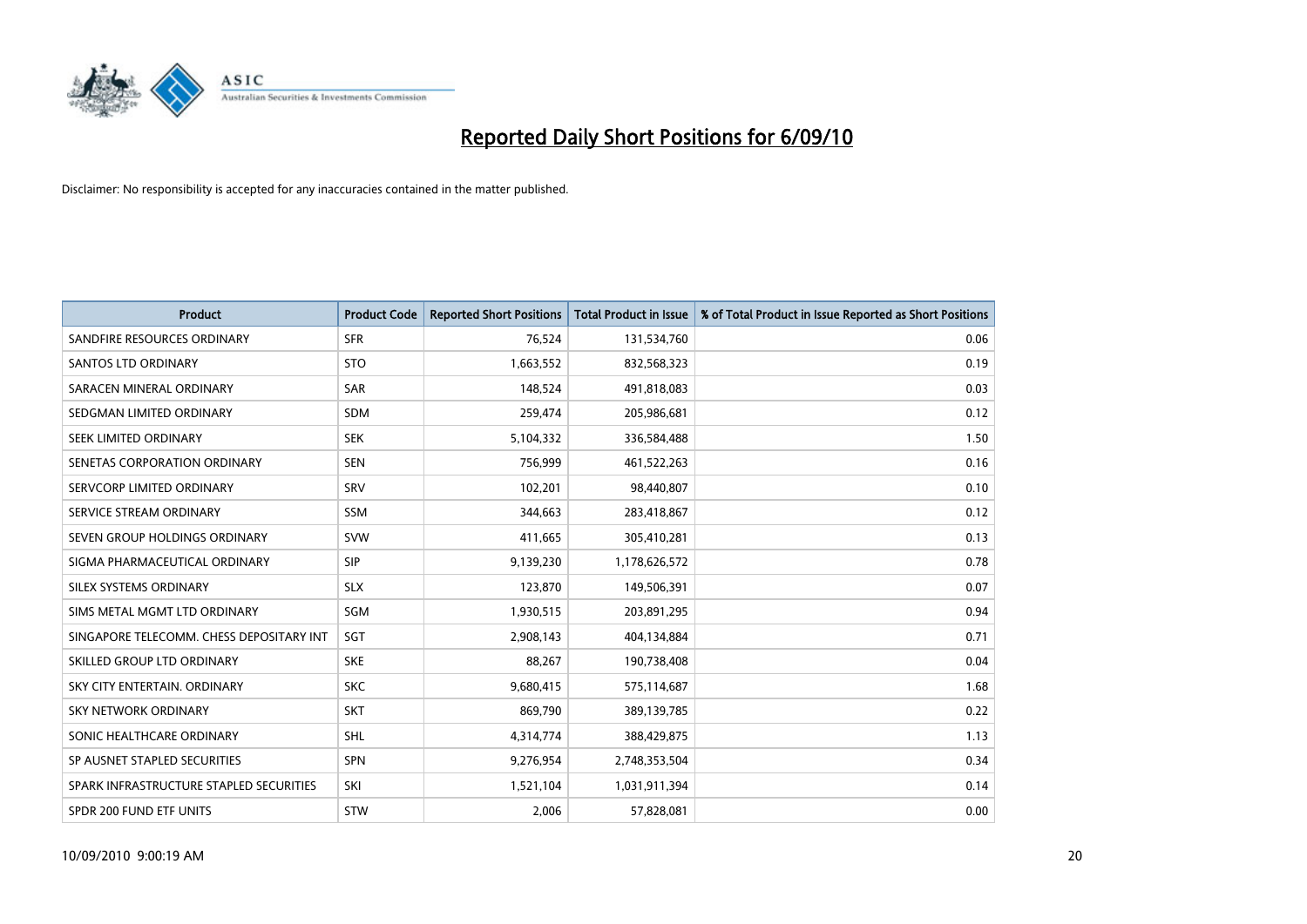# Reported Daily Short Positions for 6/09/10

Disclaimer: No responsibility is accepted for any inaccuracies contained in the matter published.

| Product | Product Code | Reported Short Positions | Total Product in Issue | % of Total Product in Issue Reported as Short Positions |
|---|---|---|---|---|
| SANDFIRE RESOURCES ORDINARY | SFR | 76,524 | 131,534,760 | 0.06 |
| SANTOS LTD ORDINARY | STO | 1,663,552 | 832,568,323 | 0.19 |
| SARACEN MINERAL ORDINARY | SAR | 148,524 | 491,818,083 | 0.03 |
| SEDGMAN LIMITED ORDINARY | SDM | 259,474 | 205,986,681 | 0.12 |
| SEEK LIMITED ORDINARY | SEK | 5,104,332 | 336,584,488 | 1.50 |
| SENETAS CORPORATION ORDINARY | SEN | 756,999 | 461,522,263 | 0.16 |
| SERVCORP LIMITED ORDINARY | SRV | 102,201 | 98,440,807 | 0.10 |
| SERVICE STREAM ORDINARY | SSM | 344,663 | 283,418,867 | 0.12 |
| SEVEN GROUP HOLDINGS ORDINARY | SVW | 411,665 | 305,410,281 | 0.13 |
| SIGMA PHARMACEUTICAL ORDINARY | SIP | 9,139,230 | 1,178,626,572 | 0.78 |
| SILEX SYSTEMS ORDINARY | SLX | 123,870 | 149,506,391 | 0.07 |
| SIMS METAL MGMT LTD ORDINARY | SGM | 1,930,515 | 203,891,295 | 0.94 |
| SINGAPORE TELECOMM. CHESS DEPOSITARY INT | SGT | 2,908,143 | 404,134,884 | 0.71 |
| SKILLED GROUP LTD ORDINARY | SKE | 88,267 | 190,738,408 | 0.04 |
| SKY CITY ENTERTAIN. ORDINARY | SKC | 9,680,415 | 575,114,687 | 1.68 |
| SKY NETWORK ORDINARY | SKT | 869,790 | 389,139,785 | 0.22 |
| SONIC HEALTHCARE ORDINARY | SHL | 4,314,774 | 388,429,875 | 1.13 |
| SP AUSNET STAPLED SECURITIES | SPN | 9,276,954 | 2,748,353,504 | 0.34 |
| SPARK INFRASTRUCTURE STAPLED SECURITIES | SKI | 1,521,104 | 1,031,911,394 | 0.14 |
| SPDR 200 FUND ETF UNITS | STW | 2,006 | 57,828,081 | 0.00 |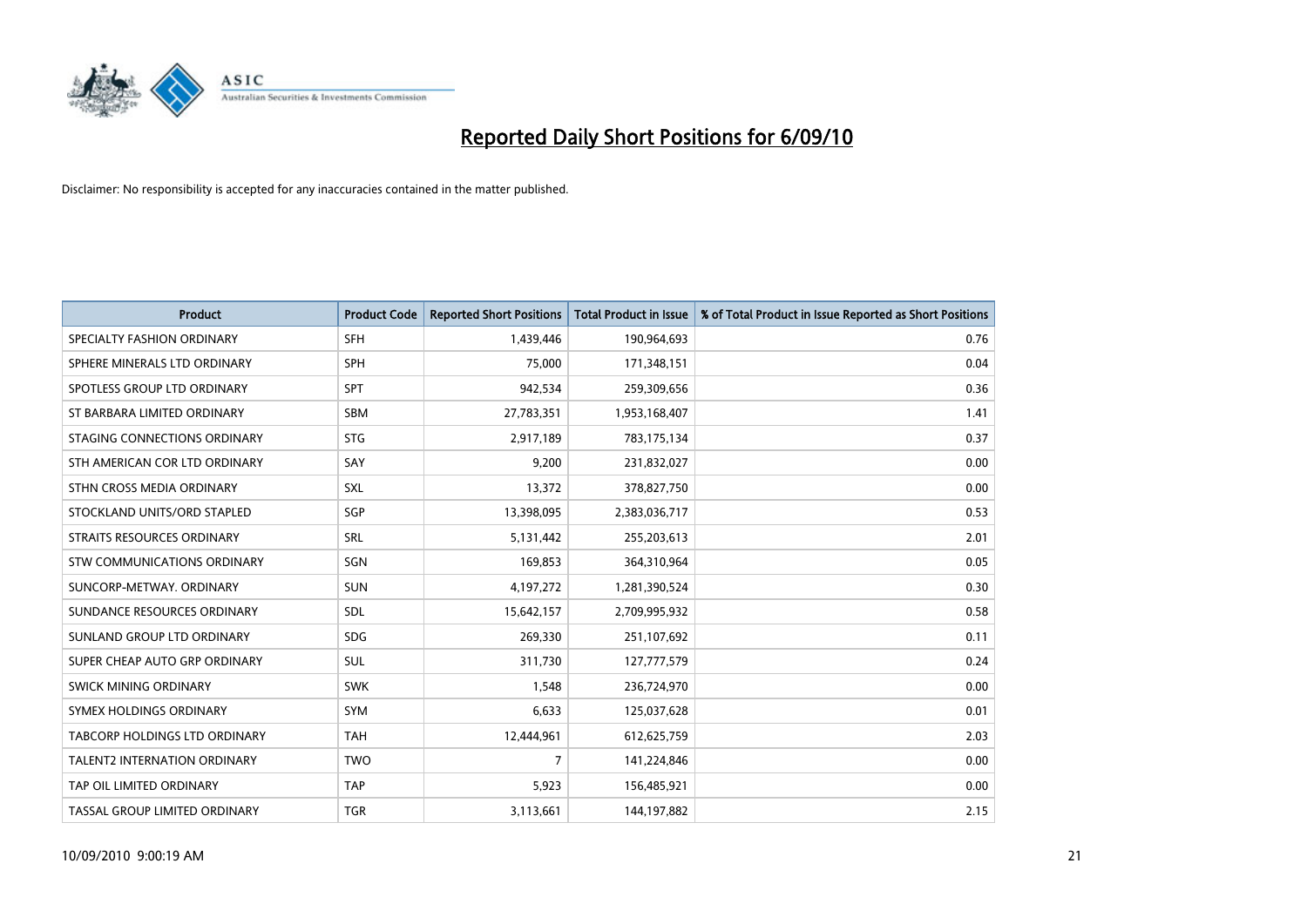# Reported Daily Short Positions for 6/09/10

Disclaimer: No responsibility is accepted for any inaccuracies contained in the matter published.

| Product | Product Code | Reported Short Positions | Total Product in Issue | % of Total Product in Issue Reported as Short Positions |
|---|---|---|---|---|
| SPECIALTY FASHION ORDINARY | SFH | 1,439,446 | 190,964,693 | 0.76 |
| SPHERE MINERALS LTD ORDINARY | SPH | 75,000 | 171,348,151 | 0.04 |
| SPOTLESS GROUP LTD ORDINARY | SPT | 942,534 | 259,309,656 | 0.36 |
| ST BARBARA LIMITED ORDINARY | SBM | 27,783,351 | 1,953,168,407 | 1.41 |
| STAGING CONNECTIONS ORDINARY | STG | 2,917,189 | 783,175,134 | 0.37 |
| STH AMERICAN COR LTD ORDINARY | SAY | 9,200 | 231,832,027 | 0.00 |
| STHN CROSS MEDIA ORDINARY | SXL | 13,372 | 378,827,750 | 0.00 |
| STOCKLAND UNITS/ORD STAPLED | SGP | 13,398,095 | 2,383,036,717 | 0.53 |
| STRAITS RESOURCES ORDINARY | SRL | 5,131,442 | 255,203,613 | 2.01 |
| STW COMMUNICATIONS ORDINARY | SGN | 169,853 | 364,310,964 | 0.05 |
| SUNCORP-METWAY. ORDINARY | SUN | 4,197,272 | 1,281,390,524 | 0.30 |
| SUNDANCE RESOURCES ORDINARY | SDL | 15,642,157 | 2,709,995,932 | 0.58 |
| SUNLAND GROUP LTD ORDINARY | SDG | 269,330 | 251,107,692 | 0.11 |
| SUPER CHEAP AUTO GRP ORDINARY | SUL | 311,730 | 127,777,579 | 0.24 |
| SWICK MINING ORDINARY | SWK | 1,548 | 236,724,970 | 0.00 |
| SYMEX HOLDINGS ORDINARY | SYM | 6,633 | 125,037,628 | 0.01 |
| TABCORP HOLDINGS LTD ORDINARY | TAH | 12,444,961 | 612,625,759 | 2.03 |
| TALENT2 INTERNATION ORDINARY | TWO | 7 | 141,224,846 | 0.00 |
| TAP OIL LIMITED ORDINARY | TAP | 5,923 | 156,485,921 | 0.00 |
| TASSAL GROUP LIMITED ORDINARY | TGR | 3,113,661 | 144,197,882 | 2.15 |

10/09/2010 9:00:19 AM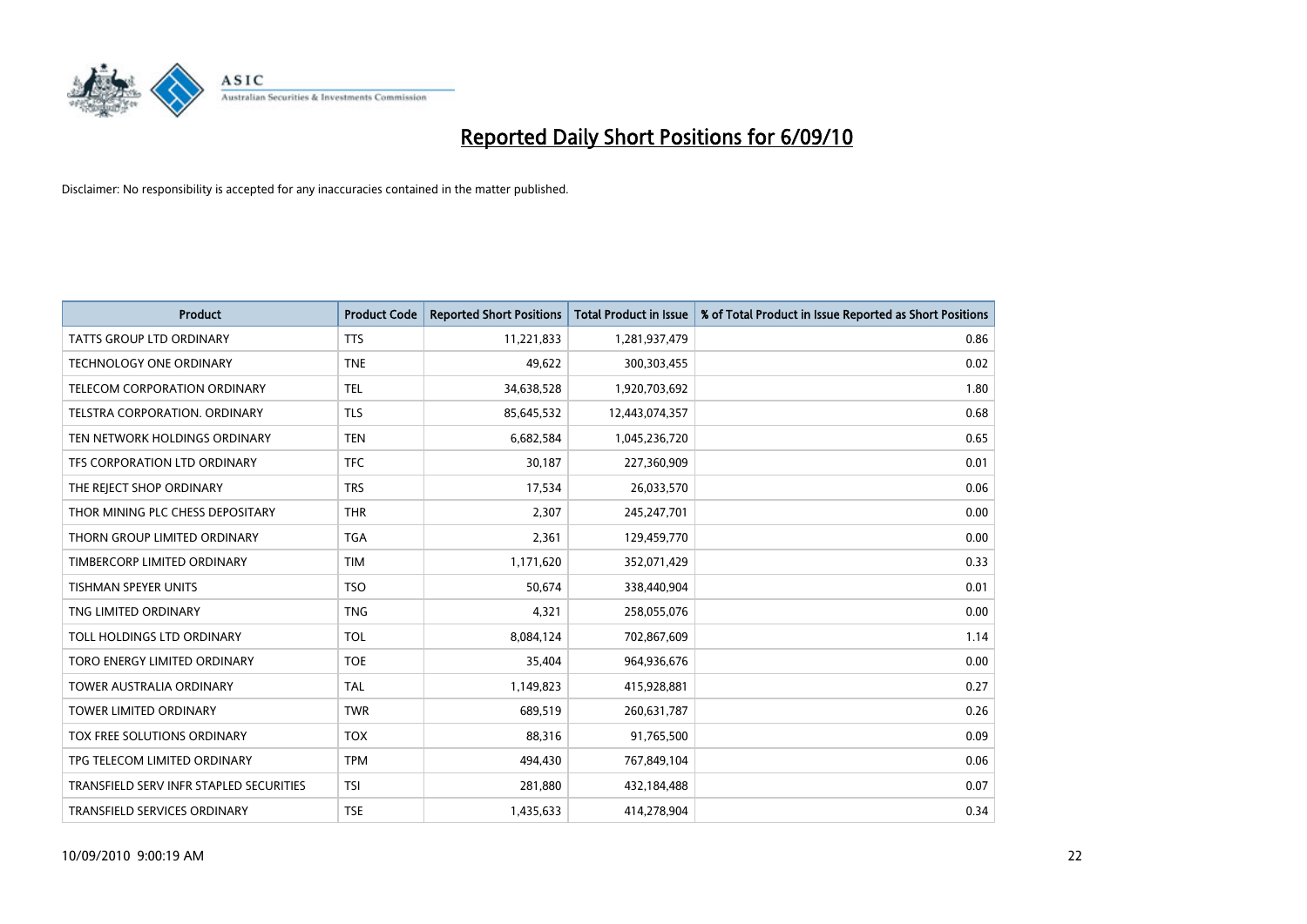# Reported Daily Short Positions for 6/09/10

Disclaimer: No responsibility is accepted for any inaccuracies contained in the matter published.

| Product | Product Code | Reported Short Positions | Total Product in Issue | % of Total Product in Issue Reported as Short Positions |
|---|---|---|---|---|
| TATTS GROUP LTD ORDINARY | TTS | 11,221,833 | 1,281,937,479 | 0.86 |
| TECHNOLOGY ONE ORDINARY | TNE | 49,622 | 300,303,455 | 0.02 |
| TELECOM CORPORATION ORDINARY | TEL | 34,638,528 | 1,920,703,692 | 1.80 |
| TELSTRA CORPORATION. ORDINARY | TLS | 85,645,532 | 12,443,074,357 | 0.68 |
| TEN NETWORK HOLDINGS ORDINARY | TEN | 6,682,584 | 1,045,236,720 | 0.65 |
| TFS CORPORATION LTD ORDINARY | TFC | 30,187 | 227,360,909 | 0.01 |
| THE REJECT SHOP ORDINARY | TRS | 17,534 | 26,033,570 | 0.06 |
| THOR MINING PLC CHESS DEPOSITARY | THR | 2,307 | 245,247,701 | 0.00 |
| THORN GROUP LIMITED ORDINARY | TGA | 2,361 | 129,459,770 | 0.00 |
| TIMBERCORP LIMITED ORDINARY | TIM | 1,171,620 | 352,071,429 | 0.33 |
| TISHMAN SPEYER UNITS | TSO | 50,674 | 338,440,904 | 0.01 |
| TNG LIMITED ORDINARY | TNG | 4,321 | 258,055,076 | 0.00 |
| TOLL HOLDINGS LTD ORDINARY | TOL | 8,084,124 | 702,867,609 | 1.14 |
| TORO ENERGY LIMITED ORDINARY | TOE | 35,404 | 964,936,676 | 0.00 |
| TOWER AUSTRALIA ORDINARY | TAL | 1,149,823 | 415,928,881 | 0.27 |
| TOWER LIMITED ORDINARY | TWR | 689,519 | 260,631,787 | 0.26 |
| TOX FREE SOLUTIONS ORDINARY | TOX | 88,316 | 91,765,500 | 0.09 |
| TPG TELECOM LIMITED ORDINARY | TPM | 494,430 | 767,849,104 | 0.06 |
| TRANSFIELD SERV INFR STAPLED SECURITIES | TSI | 281,880 | 432,184,488 | 0.07 |
| TRANSFIELD SERVICES ORDINARY | TSE | 1,435,633 | 414,278,904 | 0.34 |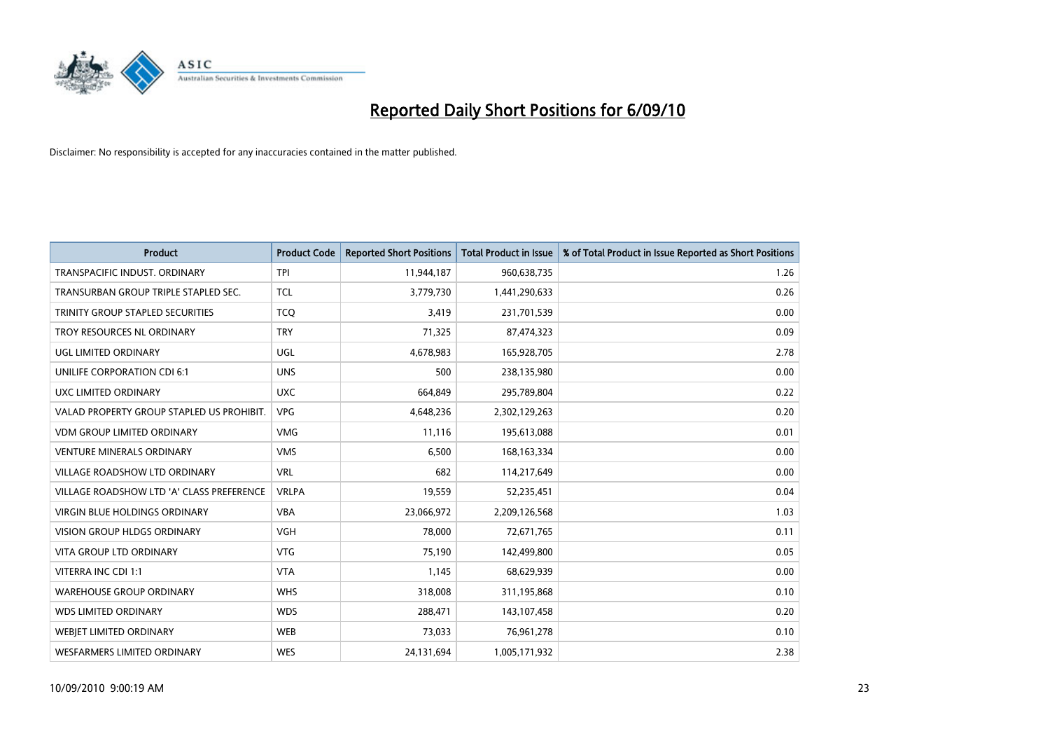# Reported Daily Short Positions for 6/09/10

Disclaimer: No responsibility is accepted for any inaccuracies contained in the matter published.

| Product | Product Code | Reported Short Positions | Total Product in Issue | % of Total Product in Issue Reported as Short Positions |
|---|---|---|---|---|
| TRANSPACIFIC INDUST. ORDINARY | TPI | 11,944,187 | 960,638,735 | 1.26 |
| TRANSURBAN GROUP TRIPLE STAPLED SEC. | TCL | 3,779,730 | 1,441,290,633 | 0.26 |
| TRINITY GROUP STAPLED SECURITIES | TCQ | 3,419 | 231,701,539 | 0.00 |
| TROY RESOURCES NL ORDINARY | TRY | 71,325 | 87,474,323 | 0.09 |
| UGL LIMITED ORDINARY | UGL | 4,678,983 | 165,928,705 | 2.78 |
| UNILIFE CORPORATION CDI 6:1 | UNS | 500 | 238,135,980 | 0.00 |
| UXC LIMITED ORDINARY | UXC | 664,849 | 295,789,804 | 0.22 |
| VALAD PROPERTY GROUP STAPLED US PROHIBIT. | VPG | 4,648,236 | 2,302,129,263 | 0.20 |
| VDM GROUP LIMITED ORDINARY | VMG | 11,116 | 195,613,088 | 0.01 |
| VENTURE MINERALS ORDINARY | VMS | 6,500 | 168,163,334 | 0.00 |
| VILLAGE ROADSHOW LTD ORDINARY | VRL | 682 | 114,217,649 | 0.00 |
| VILLAGE ROADSHOW LTD 'A' CLASS PREFERENCE | VRLPA | 19,559 | 52,235,451 | 0.04 |
| VIRGIN BLUE HOLDINGS ORDINARY | VBA | 23,066,972 | 2,209,126,568 | 1.03 |
| VISION GROUP HLDGS ORDINARY | VGH | 78,000 | 72,671,765 | 0.11 |
| VITA GROUP LTD ORDINARY | VTG | 75,190 | 142,499,800 | 0.05 |
| VITERRA INC CDI 1:1 | VTA | 1,145 | 68,629,939 | 0.00 |
| WAREHOUSE GROUP ORDINARY | WHS | 318,008 | 311,195,868 | 0.10 |
| WDS LIMITED ORDINARY | WDS | 288,471 | 143,107,458 | 0.20 |
| WEBJET LIMITED ORDINARY | WEB | 73,033 | 76,961,278 | 0.10 |
| WESFARMERS LIMITED ORDINARY | WES | 24,131,694 | 1,005,171,932 | 2.38 |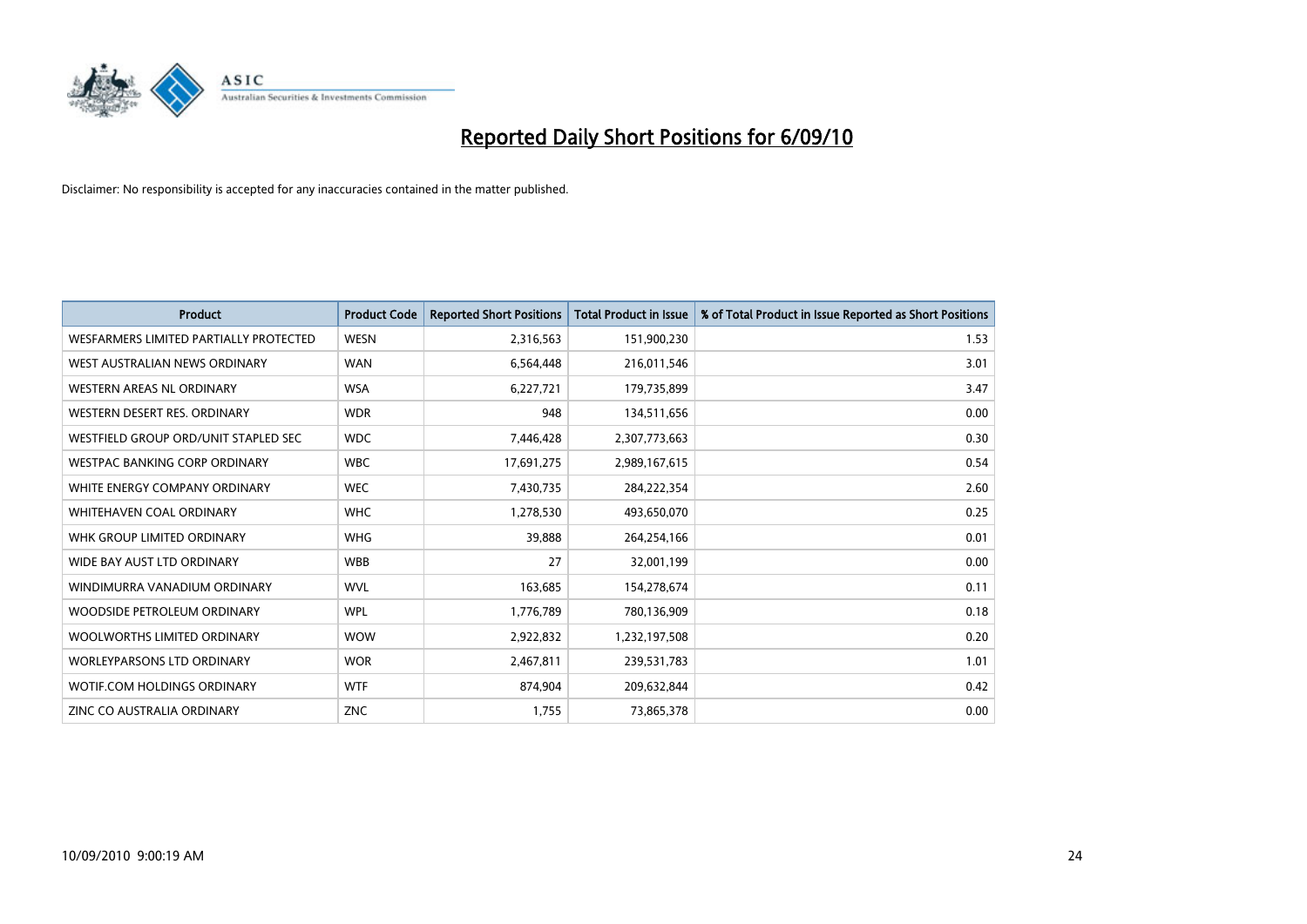# Reported Daily Short Positions for 6/09/10

Disclaimer: No responsibility is accepted for any inaccuracies contained in the matter published.

| Product | Product Code | Reported Short Positions | Total Product in Issue | % of Total Product in Issue Reported as Short Positions |
|---|---|---|---|---|
| WESFARMERS LIMITED PARTIALLY PROTECTED | WESN | 2,316,563 | 151,900,230 | 1.53 |
| WEST AUSTRALIAN NEWS ORDINARY | WAN | 6,564,448 | 216,011,546 | 3.01 |
| WESTERN AREAS NL ORDINARY | WSA | 6,227,721 | 179,735,899 | 3.47 |
| WESTERN DESERT RES. ORDINARY | WDR | 948 | 134,511,656 | 0.00 |
| WESTFIELD GROUP ORD/UNIT STAPLED SEC | WDC | 7,446,428 | 2,307,773,663 | 0.30 |
| WESTPAC BANKING CORP ORDINARY | WBC | 17,691,275 | 2,989,167,615 | 0.54 |
| WHITE ENERGY COMPANY ORDINARY | WEC | 7,430,735 | 284,222,354 | 2.60 |
| WHITEHAVEN COAL ORDINARY | WHC | 1,278,530 | 493,650,070 | 0.25 |
| WHK GROUP LIMITED ORDINARY | WHG | 39,888 | 264,254,166 | 0.01 |
| WIDE BAY AUST LTD ORDINARY | WBB | 27 | 32,001,199 | 0.00 |
| WINDIMURRA VANADIUM ORDINARY | WVL | 163,685 | 154,278,674 | 0.11 |
| WOODSIDE PETROLEUM ORDINARY | WPL | 1,776,789 | 780,136,909 | 0.18 |
| WOOLWORTHS LIMITED ORDINARY | WOW | 2,922,832 | 1,232,197,508 | 0.20 |
| WORLEYPARSONS LTD ORDINARY | WOR | 2,467,811 | 239,531,783 | 1.01 |
| WOTIF.COM HOLDINGS ORDINARY | WTF | 874,904 | 209,632,844 | 0.42 |
| ZINC CO AUSTRALIA ORDINARY | ZNC | 1,755 | 73,865,378 | 0.00 |

10/09/2010 9:00:19 AM